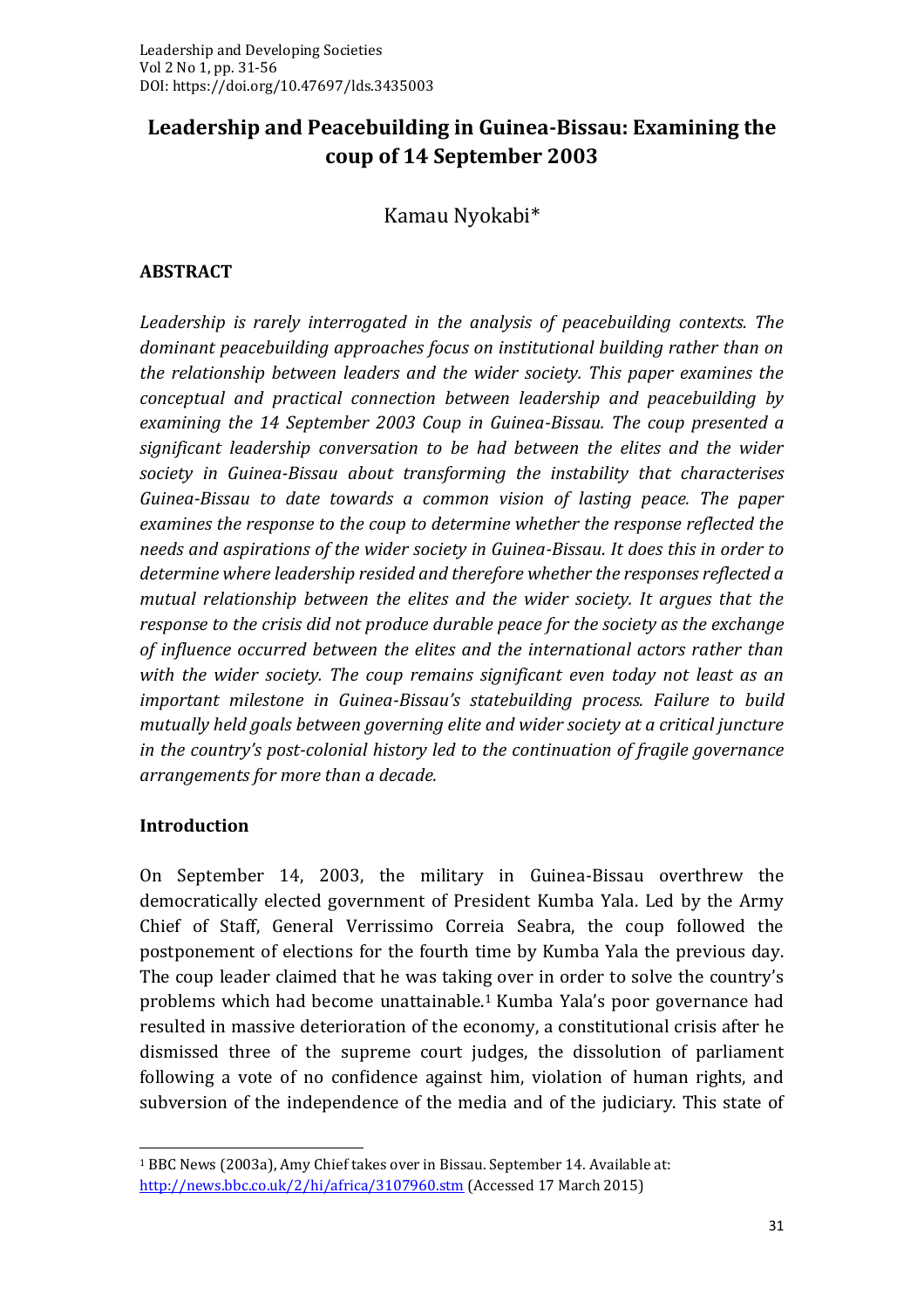# Leadership and Peacebuilding in Guinea-Bissau: Examining the coup of 14 September 2003

Kamau Nyokabi*

## ABSTRACT

*Leadership is rarely interrogated in the analysis of peacebuilding contexts. The dominant peacebuilding approaches focus on institutional building rather than on the relationship between leaders and the wider society. This paper examines the conceptual and practical connection between leadership and peacebuilding by examining the 14 September 2003 Coup in Guinea-Bissau. The coup presented a significant leadership conversation to be had between the elites and the wider society in Guinea-Bissau about transforming the instability that characterises Guinea-Bissau to date towards a common vision of lasting peace. The paper examines the response to the coup to determine whether the response reflected the needs and aspirations of the wider society in Guinea-Bissau. It does this in order to determine where leadership resided and therefore whether the responses reflected a mutual relationship between the elites and the wider society. It argues that the response to the crisis did not produce durable peace for the society as the exchange of influence occurred between the elites and the international actors rather than with the wider society. The coup remains significant even today not least as an important milestone in Guinea-Bissau's statebuilding process. Failure to build mutually held goals between governing elite and wider society at a critical juncture in the country's post-colonial history led to the continuation of fragile governance arrangements for more than a decade.*

## Introduction

On September 14, 2003, the military in Guinea-Bissau overthrew the democratically elected government of President Kumba Yala. Led by the Army Chief of Staff, General Verrissimo Correia Seabra, the coup followed the postponement of elections for the fourth time by Kumba Yala the previous day. The coup leader claimed that he was taking over in order to solve the country's problems which had become unattainable.[1] Kumba Yala's poor governance had resulted in massive deterioration of the economy, a constitutional crisis after he dismissed three of the supreme court judges, the dissolution of parliament following a vote of no confidence against him, violation of human rights, and subversion of the independence of the media and of the judiciary. This state of

---

[1] BBC News (2003a), Amy Chief takes over in Bissau. September 14. Available at: http://news.bbc.co.uk/2/hi/africa/3107960.stm (Accessed 17 March 2015)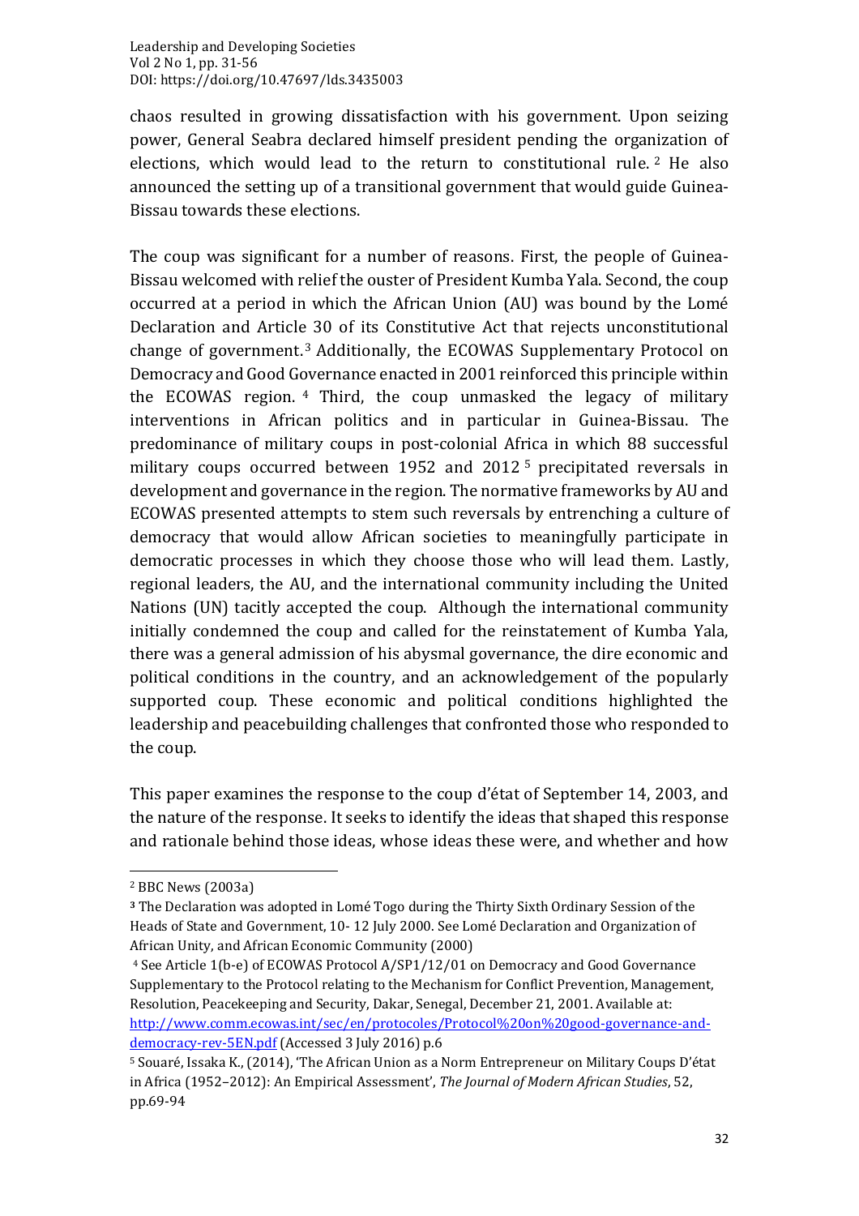chaos resulted in growing dissatisfaction with his government. Upon seizing power, General Seabra declared himself president pending the organization of elections, which would lead to the return to constitutional rule. [2] He also announced the setting up of a transitional government that would guide Guinea-Bissau towards these elections.

The coup was significant for a number of reasons. First, the people of Guinea-Bissau welcomed with relief the ouster of President Kumba Yala. Second, the coup occurred at a period in which the African Union (AU) was bound by the Lomé Declaration and Article 30 of its Constitutive Act that rejects unconstitutional change of government. [3] Additionally, the ECOWAS Supplementary Protocol on Democracy and Good Governance enacted in 2001 reinforced this principle within the ECOWAS region. [4] Third, the coup unmasked the legacy of military interventions in African politics and in particular in Guinea-Bissau. The predominance of military coups in post-colonial Africa in which 88 successful military coups occurred between 1952 and 2012 [5] precipitated reversals in development and governance in the region. The normative frameworks by AU and ECOWAS presented attempts to stem such reversals by entrenching a culture of democracy that would allow African societies to meaningfully participate in democratic processes in which they choose those who will lead them. Lastly, regional leaders, the AU, and the international community including the United Nations (UN) tacitly accepted the coup. Although the international community initially condemned the coup and called for the reinstatement of Kumba Yala, there was a general admission of his abysmal governance, the dire economic and political conditions in the country, and an acknowledgement of the popularly supported coup. These economic and political conditions highlighted the leadership and peacebuilding challenges that confronted those who responded to the coup.

This paper examines the response to the coup d'état of September 14, 2003, and the nature of the response. It seeks to identify the ideas that shaped this response and rationale behind those ideas, whose ideas these were, and whether and how

---

[2] BBC News (2003a)

[3] The Declaration was adopted in Lomé Togo during the Thirty Sixth Ordinary Session of the Heads of State and Government, 10- 12 July 2000. See Lomé Declaration and Organization of African Unity, and African Economic Community (2000)

[4] See Article 1(b-e) of ECOWAS Protocol A/SP1/12/01 on Democracy and Good Governance Supplementary to the Protocol relating to the Mechanism for Conflict Prevention, Management, Resolution, Peacekeeping and Security, Dakar, Senegal, December 21, 2001. Available at: http://www.comm.ecowas.int/sec/en/protocoles/Protocol%20on%20good-governance-and-democracy-rev-5EN.pdf (Accessed 3 July 2016) p.6

[5] Souaré, Issaka K., (2014), 'The African Union as a Norm Entrepreneur on Military Coups D'état in Africa (1952–2012): An Empirical Assessment', *The Journal of Modern African Studies*, 52, pp.69-94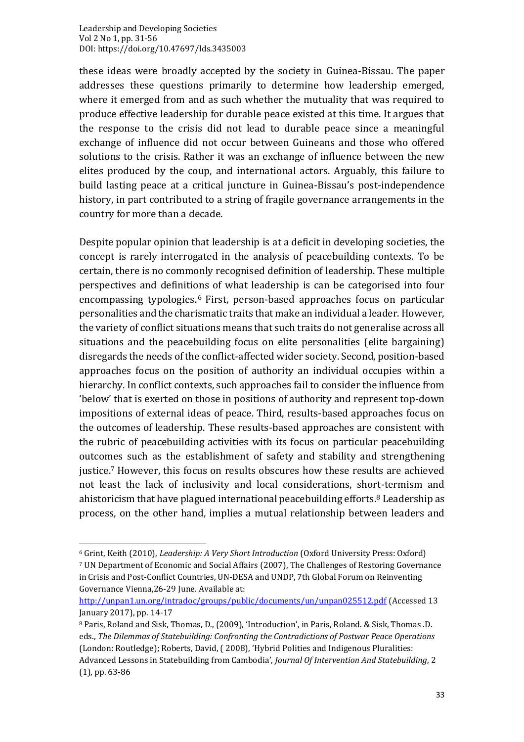these ideas were broadly accepted by the society in Guinea-Bissau. The paper addresses these questions primarily to determine how leadership emerged, where it emerged from and as such whether the mutuality that was required to produce effective leadership for durable peace existed at this time. It argues that the response to the crisis did not lead to durable peace since a meaningful exchange of influence did not occur between Guineans and those who offered solutions to the crisis. Rather it was an exchange of influence between the new elites produced by the coup, and international actors. Arguably, this failure to build lasting peace at a critical juncture in Guinea-Bissau's post-independence history, in part contributed to a string of fragile governance arrangements in the country for more than a decade.

Despite popular opinion that leadership is at a deficit in developing societies, the concept is rarely interrogated in the analysis of peacebuilding contexts. To be certain, there is no commonly recognised definition of leadership. These multiple perspectives and definitions of what leadership is can be categorised into four encompassing typologies.[6] First, person-based approaches focus on particular personalities and the charismatic traits that make an individual a leader. However, the variety of conflict situations means that such traits do not generalise across all situations and the peacebuilding focus on elite personalities (elite bargaining) disregards the needs of the conflict-affected wider society. Second, position-based approaches focus on the position of authority an individual occupies within a hierarchy. In conflict contexts, such approaches fail to consider the influence from 'below' that is exerted on those in positions of authority and represent top-down impositions of external ideas of peace. Third, results-based approaches focus on the outcomes of leadership. These results-based approaches are consistent with the rubric of peacebuilding activities with its focus on particular peacebuilding outcomes such as the establishment of safety and stability and strengthening justice.[7] However, this focus on results obscures how these results are achieved not least the lack of inclusivity and local considerations, short-termism and ahistoricism that have plagued international peacebuilding efforts.[8] Leadership as process, on the other hand, implies a mutual relationship between leaders and

[6] Grint, Keith (2010), *Leadership: A Very Short Introduction* (Oxford University Press: Oxford)

[7] UN Department of Economic and Social Affairs (2007), The Challenges of Restoring Governance in Crisis and Post-Conflict Countries, UN-DESA and UNDP, 7th Global Forum on Reinventing Governance Vienna,26-29 June. Available at: http://unpan1.un.org/intradoc/groups/public/documents/un/unpan025512.pdf (Accessed 13 January 2017), pp. 14-17

[8] Paris, Roland and Sisk, Thomas, D., (2009), 'Introduction', in Paris, Roland. & Sisk, Thomas .D. eds., *The Dilemmas of Statebuilding: Confronting the Contradictions of Postwar Peace Operations* (London: Routledge); Roberts, David, ( 2008), 'Hybrid Polities and Indigenous Pluralities: Advanced Lessons in Statebuilding from Cambodia', *Journal Of Intervention And Statebuilding*, 2 (1), pp. 63-86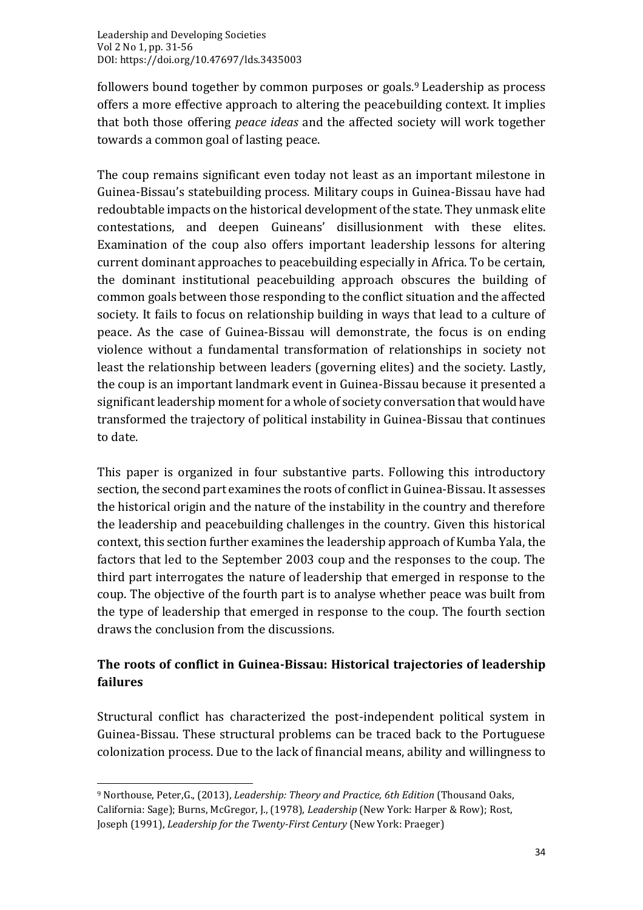followers bound together by common purposes or goals.[9] Leadership as process offers a more effective approach to altering the peacebuilding context. It implies that both those offering *peace ideas* and the affected society will work together towards a common goal of lasting peace.

The coup remains significant even today not least as an important milestone in Guinea-Bissau's statebuilding process. Military coups in Guinea-Bissau have had redoubtable impacts on the historical development of the state. They unmask elite contestations, and deepen Guineans' disillusionment with these elites. Examination of the coup also offers important leadership lessons for altering current dominant approaches to peacebuilding especially in Africa. To be certain, the dominant institutional peacebuilding approach obscures the building of common goals between those responding to the conflict situation and the affected society. It fails to focus on relationship building in ways that lead to a culture of peace. As the case of Guinea-Bissau will demonstrate, the focus is on ending violence without a fundamental transformation of relationships in society not least the relationship between leaders (governing elites) and the society. Lastly, the coup is an important landmark event in Guinea-Bissau because it presented a significant leadership moment for a whole of society conversation that would have transformed the trajectory of political instability in Guinea-Bissau that continues to date.

This paper is organized in four substantive parts. Following this introductory section, the second part examines the roots of conflict in Guinea-Bissau. It assesses the historical origin and the nature of the instability in the country and therefore the leadership and peacebuilding challenges in the country. Given this historical context, this section further examines the leadership approach of Kumba Yala, the factors that led to the September 2003 coup and the responses to the coup. The third part interrogates the nature of leadership that emerged in response to the coup. The objective of the fourth part is to analyse whether peace was built from the type of leadership that emerged in response to the coup. The fourth section draws the conclusion from the discussions.

## The roots of conflict in Guinea-Bissau: Historical trajectories of leadership failures

Structural conflict has characterized the post-independent political system in Guinea-Bissau. These structural problems can be traced back to the Portuguese colonization process. Due to the lack of financial means, ability and willingness to

---

[9] Northouse, Peter,G., (2013), *Leadership: Theory and Practice, 6th Edition* (Thousand Oaks, California: Sage); Burns, McGregor, J., (1978), *Leadership* (New York: Harper & Row); Rost, Joseph (1991), *Leadership for the Twenty-First Century* (New York: Praeger)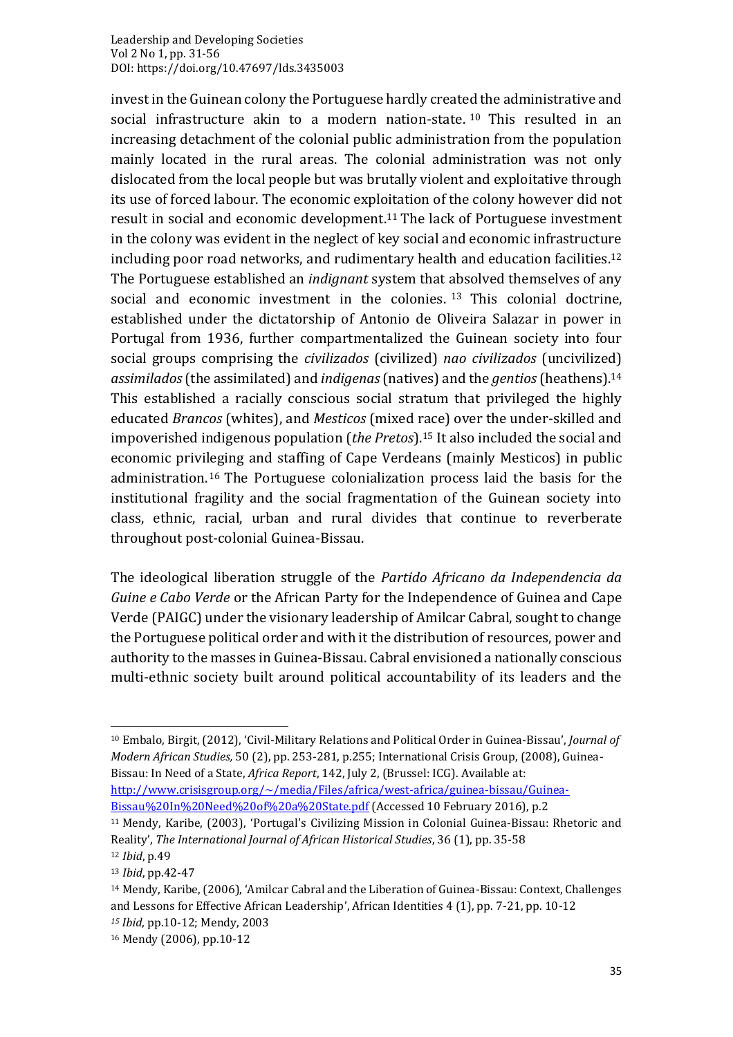invest in the Guinean colony the Portuguese hardly created the administrative and social infrastructure akin to a modern nation-state.[10] This resulted in an increasing detachment of the colonial public administration from the population mainly located in the rural areas. The colonial administration was not only dislocated from the local people but was brutally violent and exploitative through its use of forced labour. The economic exploitation of the colony however did not result in social and economic development.[11] The lack of Portuguese investment in the colony was evident in the neglect of key social and economic infrastructure including poor road networks, and rudimentary health and education facilities.[12] The Portuguese established an *indignant* system that absolved themselves of any social and economic investment in the colonies.[13] This colonial doctrine, established under the dictatorship of Antonio de Oliveira Salazar in power in Portugal from 1936, further compartmentalized the Guinean society into four social groups comprising the *civilizados* (civilized) *nao civilizados* (uncivilized) *assimilados* (the assimilated) and *indigenas* (natives) and the *gentios* (heathens).[14] This established a racially conscious social stratum that privileged the highly educated *Brancos* (whites), and *Mesticos* (mixed race) over the under-skilled and impoverished indigenous population (*the Pretos*).[15] It also included the social and economic privileging and staffing of Cape Verdeans (mainly Mesticos) in public administration.[16] The Portuguese colonialization process laid the basis for the institutional fragility and the social fragmentation of the Guinean society into class, ethnic, racial, urban and rural divides that continue to reverberate throughout post-colonial Guinea-Bissau.

The ideological liberation struggle of the *Partido Africano da Independencia da Guine e Cabo Verde* or the African Party for the Independence of Guinea and Cape Verde (PAIGC) under the visionary leadership of Amilcar Cabral, sought to change the Portuguese political order and with it the distribution of resources, power and authority to the masses in Guinea-Bissau. Cabral envisioned a nationally conscious multi-ethnic society built around political accountability of its leaders and the

---

[10] Embalo, Birgit, (2012), 'Civil-Military Relations and Political Order in Guinea-Bissau', *Journal of Modern African Studies,* 50 (2), pp. 253-281, p.255; International Crisis Group, (2008), Guinea-Bissau: In Need of a State, *Africa Report*, 142, July 2, (Brussel: ICG). Available at: [http://www.crisisgroup.org/~/media/Files/africa/west-africa/guinea-bissau/Guinea-Bissau%20In%20Need%20of%20a%20State.pdf](http://www.crisisgroup.org/~/media/Files/africa/west-africa/guinea-bissau/Guinea-Bissau%20In%20Need%20of%20a%20State.pdf) (Accessed 10 February 2016), p.2

[11] Mendy, Karibe, (2003), 'Portugal's Civilizing Mission in Colonial Guinea-Bissau: Rhetoric and Reality', *The International Journal of African Historical Studies*, 36 (1), pp. 35-58

[12] *Ibid*, p.49

[13] *Ibid*, pp.42-47

[14] Mendy, Karibe, (2006), 'Amilcar Cabral and the Liberation of Guinea-Bissau: Context, Challenges and Lessons for Effective African Leadership', African Identities 4 (1), pp. 7-21, pp. 10-12

[15] *Ibid*, pp.10-12; Mendy, 2003

[16] Mendy (2006), pp.10-12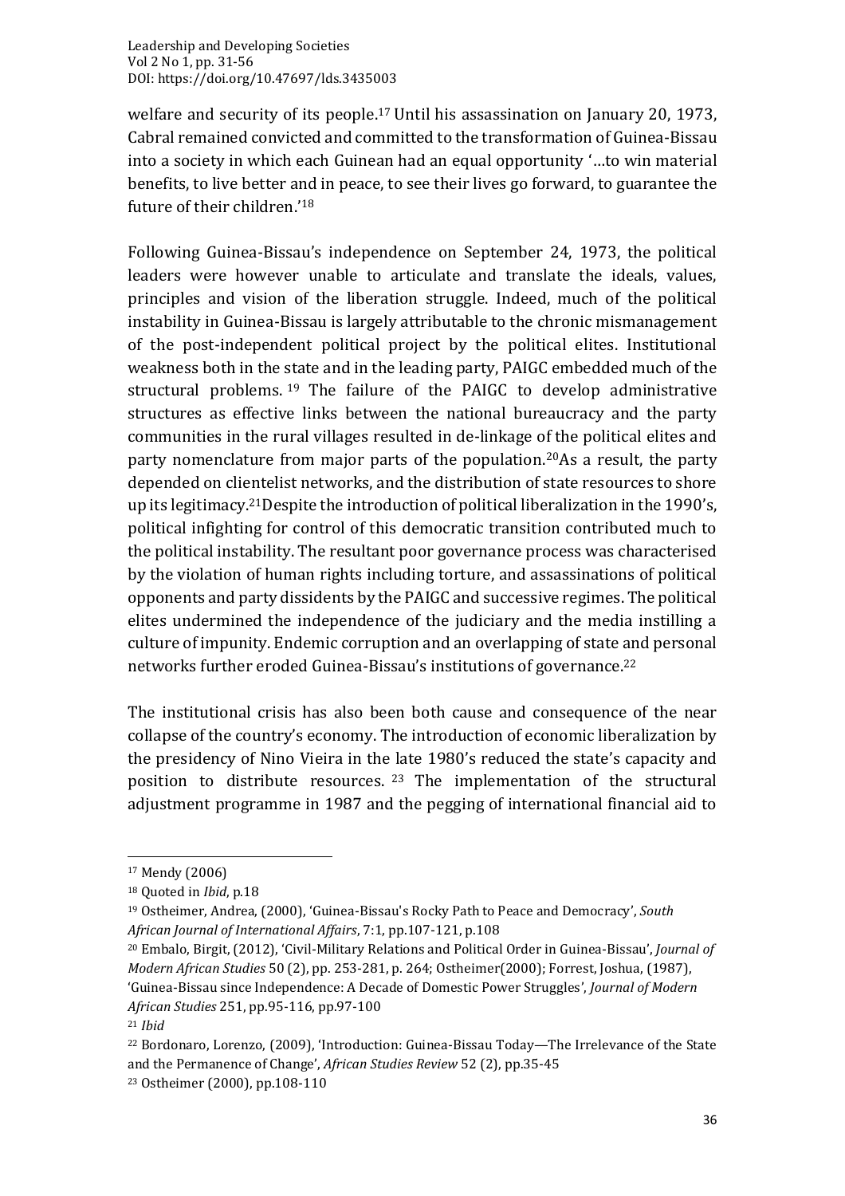welfare and security of its people.[17] Until his assassination on January 20, 1973, Cabral remained convicted and committed to the transformation of Guinea-Bissau into a society in which each Guinean had an equal opportunity '…to win material benefits, to live better and in peace, to see their lives go forward, to guarantee the future of their children.'[18]

Following Guinea-Bissau's independence on September 24, 1973, the political leaders were however unable to articulate and translate the ideals, values, principles and vision of the liberation struggle. Indeed, much of the political instability in Guinea-Bissau is largely attributable to the chronic mismanagement of the post-independent political project by the political elites. Institutional weakness both in the state and in the leading party, PAIGC embedded much of the structural problems.[19] The failure of the PAIGC to develop administrative structures as effective links between the national bureaucracy and the party communities in the rural villages resulted in de-linkage of the political elites and party nomenclature from major parts of the population.[20]As a result, the party depended on clientelist networks, and the distribution of state resources to shore up its legitimacy.[21]Despite the introduction of political liberalization in the 1990's, political infighting for control of this democratic transition contributed much to the political instability. The resultant poor governance process was characterised by the violation of human rights including torture, and assassinations of political opponents and party dissidents by the PAIGC and successive regimes. The political elites undermined the independence of the judiciary and the media instilling a culture of impunity. Endemic corruption and an overlapping of state and personal networks further eroded Guinea-Bissau's institutions of governance.[22]

The institutional crisis has also been both cause and consequence of the near collapse of the country's economy. The introduction of economic liberalization by the presidency of Nino Vieira in the late 1980's reduced the state's capacity and position to distribute resources.[23] The implementation of the structural adjustment programme in 1987 and the pegging of international financial aid to

---

[17] Mendy (2006)

[18] Quoted in *Ibid*, p.18

[19] Ostheimer, Andrea, (2000), 'Guinea-Bissau's Rocky Path to Peace and Democracy', *South African Journal of International Affairs*, 7:1, pp.107-121, p.108

[20] Embalo, Birgit, (2012), 'Civil-Military Relations and Political Order in Guinea-Bissau', *Journal of Modern African Studies* 50 (2), pp. 253-281, p. 264; Ostheimer(2000); Forrest, Joshua, (1987), 'Guinea-Bissau since Independence: A Decade of Domestic Power Struggles', *Journal of Modern African Studies* 251, pp.95-116, pp.97-100

[21] *Ibid*

[22] Bordonaro, Lorenzo, (2009), 'Introduction: Guinea-Bissau Today—The Irrelevance of the State and the Permanence of Change', *African Studies Review* 52 (2), pp.35-45

[23] Ostheimer (2000), pp.108-110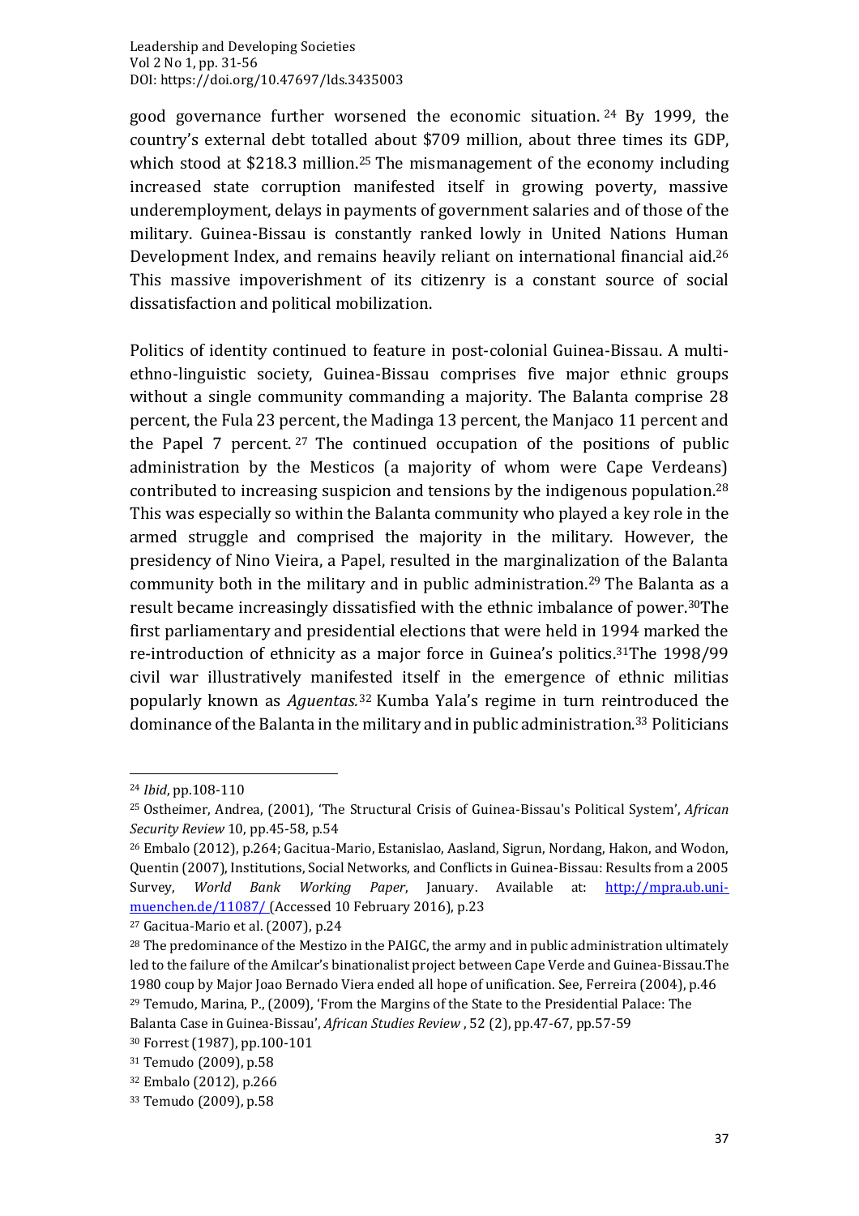good governance further worsened the economic situation. [24] By 1999, the country's external debt totalled about $709 million, about three times its GDP, which stood at $218.3 million.[25] The mismanagement of the economy including increased state corruption manifested itself in growing poverty, massive underemployment, delays in payments of government salaries and of those of the military. Guinea-Bissau is constantly ranked lowly in United Nations Human Development Index, and remains heavily reliant on international financial aid.[26] This massive impoverishment of its citizenry is a constant source of social dissatisfaction and political mobilization.

Politics of identity continued to feature in post-colonial Guinea-Bissau. A multi-ethno-linguistic society, Guinea-Bissau comprises five major ethnic groups without a single community commanding a majority. The Balanta comprise 28 percent, the Fula 23 percent, the Madinga 13 percent, the Manjaco 11 percent and the Papel 7 percent. [27] The continued occupation of the positions of public administration by the Mesticos (a majority of whom were Cape Verdeans) contributed to increasing suspicion and tensions by the indigenous population.[28] This was especially so within the Balanta community who played a key role in the armed struggle and comprised the majority in the military. However, the presidency of Nino Vieira, a Papel, resulted in the marginalization of the Balanta community both in the military and in public administration.[29] The Balanta as a result became increasingly dissatisfied with the ethnic imbalance of power.[30]The first parliamentary and presidential elections that were held in 1994 marked the re-introduction of ethnicity as a major force in Guinea's politics.[31]The 1998/99 civil war illustratively manifested itself in the emergence of ethnic militias popularly known as *Aguentas.*[32] Kumba Yala's regime in turn reintroduced the dominance of the Balanta in the military and in public administration.[33] Politicians

---

[24] *Ibid*, pp.108-110

[25] Ostheimer, Andrea, (2001), 'The Structural Crisis of Guinea-Bissau's Political System', *African Security Review* 10, pp.45-58, p.54

[26] Embalo (2012), p.264; Gacitua-Mario, Estanislao, Aasland, Sigrun, Nordang, Hakon, and Wodon, Quentin (2007), Institutions, Social Networks, and Conflicts in Guinea-Bissau: Results from a 2005 Survey, *World Bank Working Paper*, January. Available at: http://mpra.ub.uni-muenchen.de/11087/ (Accessed 10 February 2016), p.23

[27] Gacitua-Mario et al. (2007), p.24

[28] The predominance of the Mestizo in the PAIGC, the army and in public administration ultimately led to the failure of the Amilcar's binationalist project between Cape Verde and Guinea-Bissau.The 1980 coup by Major Joao Bernado Viera ended all hope of unification. See, Ferreira (2004), p.46

[29] Temudo, Marina, P., (2009), 'From the Margins of the State to the Presidential Palace: The Balanta Case in Guinea-Bissau', *African Studies Review* , 52 (2), pp.47-67, pp.57-59

[30] Forrest (1987), pp.100-101

[31] Temudo (2009), p.58

[32] Embalo (2012), p.266

[33] Temudo (2009), p.58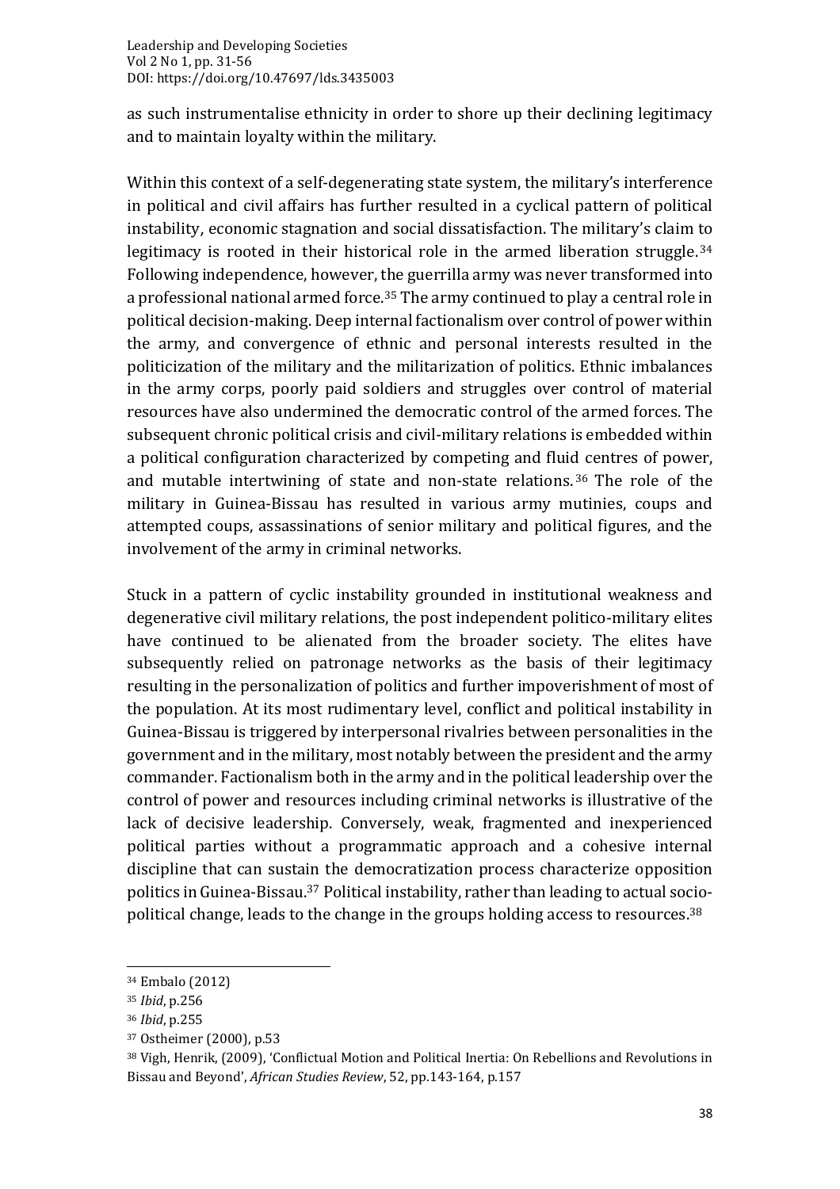as such instrumentalise ethnicity in order to shore up their declining legitimacy and to maintain loyalty within the military.

Within this context of a self-degenerating state system, the military's interference in political and civil affairs has further resulted in a cyclical pattern of political instability, economic stagnation and social dissatisfaction. The military's claim to legitimacy is rooted in their historical role in the armed liberation struggle.[34] Following independence, however, the guerrilla army was never transformed into a professional national armed force.[35] The army continued to play a central role in political decision-making. Deep internal factionalism over control of power within the army, and convergence of ethnic and personal interests resulted in the politicization of the military and the militarization of politics. Ethnic imbalances in the army corps, poorly paid soldiers and struggles over control of material resources have also undermined the democratic control of the armed forces. The subsequent chronic political crisis and civil-military relations is embedded within a political configuration characterized by competing and fluid centres of power, and mutable intertwining of state and non-state relations.[36] The role of the military in Guinea-Bissau has resulted in various army mutinies, coups and attempted coups, assassinations of senior military and political figures, and the involvement of the army in criminal networks.

Stuck in a pattern of cyclic instability grounded in institutional weakness and degenerative civil military relations, the post independent politico-military elites have continued to be alienated from the broader society. The elites have subsequently relied on patronage networks as the basis of their legitimacy resulting in the personalization of politics and further impoverishment of most of the population. At its most rudimentary level, conflict and political instability in Guinea-Bissau is triggered by interpersonal rivalries between personalities in the government and in the military, most notably between the president and the army commander. Factionalism both in the army and in the political leadership over the control of power and resources including criminal networks is illustrative of the lack of decisive leadership. Conversely, weak, fragmented and inexperienced political parties without a programmatic approach and a cohesive internal discipline that can sustain the democratization process characterize opposition politics in Guinea-Bissau.[37] Political instability, rather than leading to actual socio-political change, leads to the change in the groups holding access to resources.[38]

---

[34] Embalo (2012)

[35] *Ibid*, p.256

[36] *Ibid*, p.255

[37] Ostheimer (2000), p.53

[38] Vigh, Henrik, (2009), 'Conflictual Motion and Political Inertia: On Rebellions and Revolutions in Bissau and Beyond', *African Studies Review*, 52, pp.143-164, p.157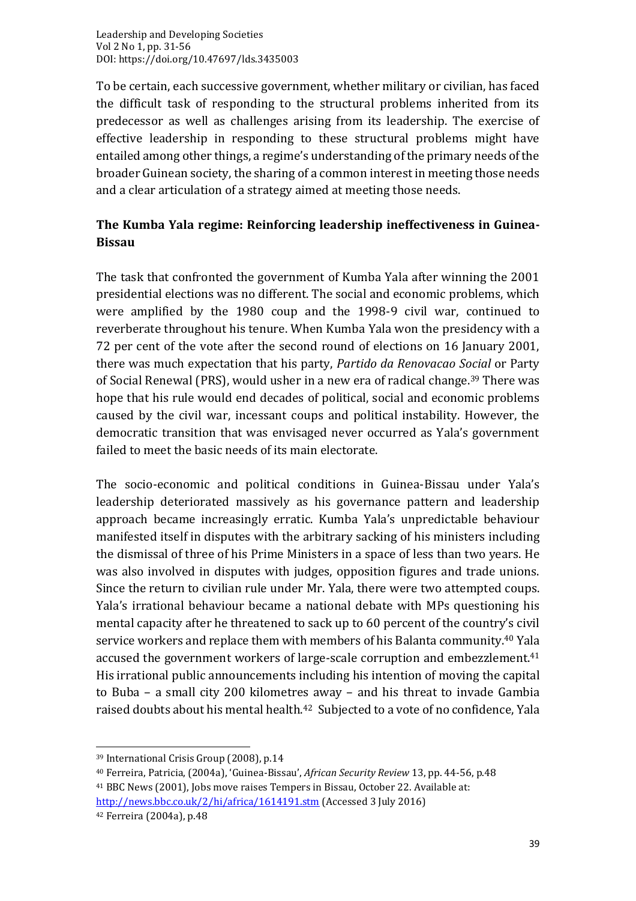To be certain, each successive government, whether military or civilian, has faced the difficult task of responding to the structural problems inherited from its predecessor as well as challenges arising from its leadership. The exercise of effective leadership in responding to these structural problems might have entailed among other things, a regime's understanding of the primary needs of the broader Guinean society, the sharing of a common interest in meeting those needs and a clear articulation of a strategy aimed at meeting those needs.

## The Kumba Yala regime: Reinforcing leadership ineffectiveness in Guinea-Bissau

The task that confronted the government of Kumba Yala after winning the 2001 presidential elections was no different. The social and economic problems, which were amplified by the 1980 coup and the 1998-9 civil war, continued to reverberate throughout his tenure. When Kumba Yala won the presidency with a 72 per cent of the vote after the second round of elections on 16 January 2001, there was much expectation that his party, *Partido da Renovacao Social* or Party of Social Renewal (PRS), would usher in a new era of radical change.[39] There was hope that his rule would end decades of political, social and economic problems caused by the civil war, incessant coups and political instability. However, the democratic transition that was envisaged never occurred as Yala's government failed to meet the basic needs of its main electorate.

The socio-economic and political conditions in Guinea-Bissau under Yala's leadership deteriorated massively as his governance pattern and leadership approach became increasingly erratic. Kumba Yala's unpredictable behaviour manifested itself in disputes with the arbitrary sacking of his ministers including the dismissal of three of his Prime Ministers in a space of less than two years. He was also involved in disputes with judges, opposition figures and trade unions. Since the return to civilian rule under Mr. Yala, there were two attempted coups. Yala's irrational behaviour became a national debate with MPs questioning his mental capacity after he threatened to sack up to 60 percent of the country's civil service workers and replace them with members of his Balanta community.[40] Yala accused the government workers of large-scale corruption and embezzlement.[41] His irrational public announcements including his intention of moving the capital to Buba – a small city 200 kilometres away – and his threat to invade Gambia raised doubts about his mental health.[42] Subjected to a vote of no confidence, Yala

---

[39] International Crisis Group (2008), p.14

[40] Ferreira, Patricia, (2004a), 'Guinea-Bissau', *African Security Review* 13, pp. 44-56, p.48

[41] BBC News (2001), Jobs move raises Tempers in Bissau, October 22. Available at: http://news.bbc.co.uk/2/hi/africa/1614191.stm (Accessed 3 July 2016)

[42] Ferreira (2004a), p.48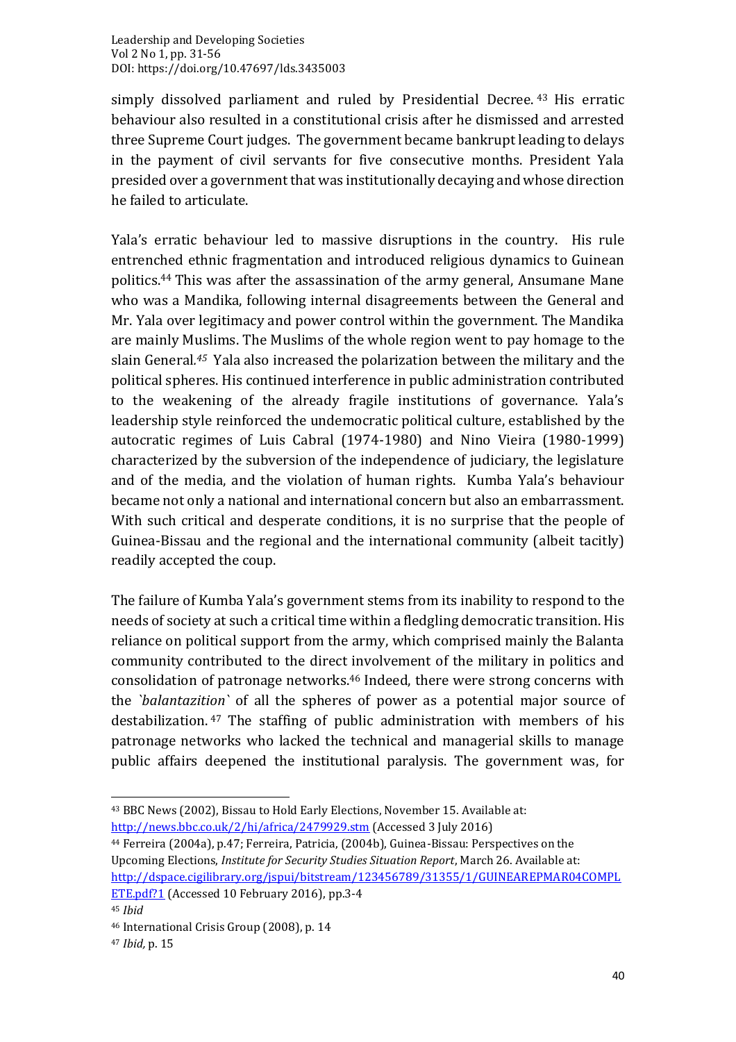simply dissolved parliament and ruled by Presidential Decree.[43] His erratic behaviour also resulted in a constitutional crisis after he dismissed and arrested three Supreme Court judges. The government became bankrupt leading to delays in the payment of civil servants for five consecutive months. President Yala presided over a government that was institutionally decaying and whose direction he failed to articulate.

Yala's erratic behaviour led to massive disruptions in the country. His rule entrenched ethnic fragmentation and introduced religious dynamics to Guinean politics.[44] This was after the assassination of the army general, Ansumane Mane who was a Mandika, following internal disagreements between the General and Mr. Yala over legitimacy and power control within the government. The Mandika are mainly Muslims. The Muslims of the whole region went to pay homage to the slain General.[45] Yala also increased the polarization between the military and the political spheres. His continued interference in public administration contributed to the weakening of the already fragile institutions of governance. Yala's leadership style reinforced the undemocratic political culture, established by the autocratic regimes of Luis Cabral (1974-1980) and Nino Vieira (1980-1999) characterized by the subversion of the independence of judiciary, the legislature and of the media, and the violation of human rights. Kumba Yala's behaviour became not only a national and international concern but also an embarrassment. With such critical and desperate conditions, it is no surprise that the people of Guinea-Bissau and the regional and the international community (albeit tacitly) readily accepted the coup.

The failure of Kumba Yala's government stems from its inability to respond to the needs of society at such a critical time within a fledgling democratic transition. His reliance on political support from the army, which comprised mainly the Balanta community contributed to the direct involvement of the military in politics and consolidation of patronage networks.[46] Indeed, there were strong concerns with the `*balantazition*` of all the spheres of power as a potential major source of destabilization.[47] The staffing of public administration with members of his patronage networks who lacked the technical and managerial skills to manage public affairs deepened the institutional paralysis. The government was, for

---

[43] BBC News (2002), Bissau to Hold Early Elections, November 15. Available at: http://news.bbc.co.uk/2/hi/africa/2479929.stm (Accessed 3 July 2016)

[44] Ferreira (2004a), p.47; Ferreira, Patricia, (2004b), Guinea-Bissau: Perspectives on the Upcoming Elections, *Institute for Security Studies Situation Report*, March 26. Available at: http://dspace.cigilibrary.org/jspui/bitstream/123456789/31355/1/GUINEAREPMAR04COMPLETE.pdf?1 (Accessed 10 February 2016), pp.3-4

[45] *Ibid*

[46] International Crisis Group (2008), p. 14

[47] *Ibid,* p. 15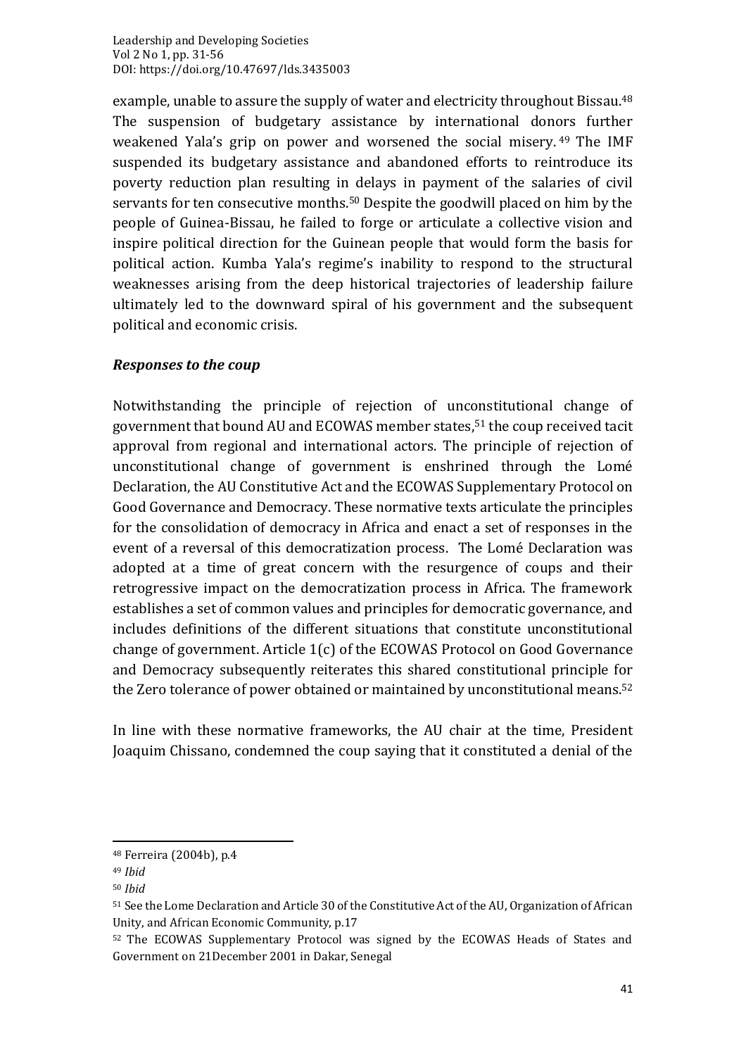example, unable to assure the supply of water and electricity throughout Bissau.[48] The suspension of budgetary assistance by international donors further weakened Yala's grip on power and worsened the social misery.[49] The IMF suspended its budgetary assistance and abandoned efforts to reintroduce its poverty reduction plan resulting in delays in payment of the salaries of civil servants for ten consecutive months.[50] Despite the goodwill placed on him by the people of Guinea-Bissau, he failed to forge or articulate a collective vision and inspire political direction for the Guinean people that would form the basis for political action. Kumba Yala's regime's inability to respond to the structural weaknesses arising from the deep historical trajectories of leadership failure ultimately led to the downward spiral of his government and the subsequent political and economic crisis.

### *Responses to the coup*

Notwithstanding the principle of rejection of unconstitutional change of government that bound AU and ECOWAS member states,[51] the coup received tacit approval from regional and international actors. The principle of rejection of unconstitutional change of government is enshrined through the Lomé Declaration, the AU Constitutive Act and the ECOWAS Supplementary Protocol on Good Governance and Democracy. These normative texts articulate the principles for the consolidation of democracy in Africa and enact a set of responses in the event of a reversal of this democratization process. The Lomé Declaration was adopted at a time of great concern with the resurgence of coups and their retrogressive impact on the democratization process in Africa. The framework establishes a set of common values and principles for democratic governance, and includes definitions of the different situations that constitute unconstitutional change of government. Article 1(c) of the ECOWAS Protocol on Good Governance and Democracy subsequently reiterates this shared constitutional principle for the Zero tolerance of power obtained or maintained by unconstitutional means.[52]

In line with these normative frameworks, the AU chair at the time, President Joaquim Chissano, condemned the coup saying that it constituted a denial of the

---

[48] Ferreira (2004b), p.4

[49] *Ibid*

[50] *Ibid*

[51] See the Lome Declaration and Article 30 of the Constitutive Act of the AU, Organization of African Unity, and African Economic Community, p.17

[52] The ECOWAS Supplementary Protocol was signed by the ECOWAS Heads of States and Government on 21December 2001 in Dakar, Senegal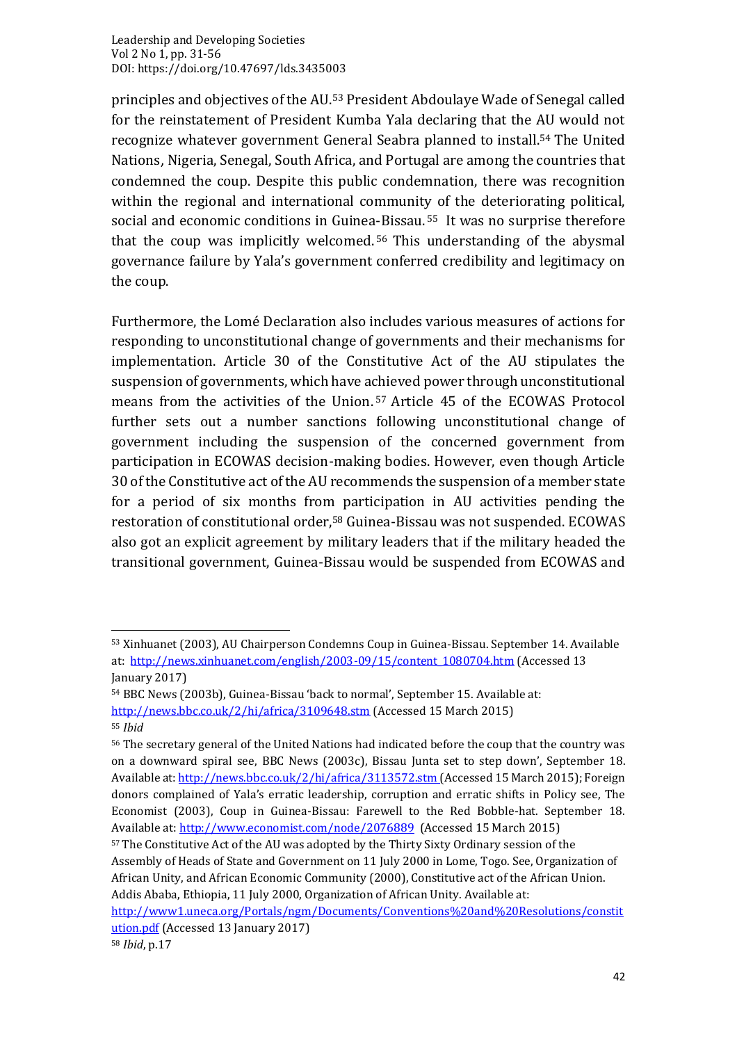principles and objectives of the AU.[53] President Abdoulaye Wade of Senegal called for the reinstatement of President Kumba Yala declaring that the AU would not recognize whatever government General Seabra planned to install.[54] The United Nations, Nigeria, Senegal, South Africa, and Portugal are among the countries that condemned the coup. Despite this public condemnation, there was recognition within the regional and international community of the deteriorating political, social and economic conditions in Guinea-Bissau.[55] It was no surprise therefore that the coup was implicitly welcomed.[56] This understanding of the abysmal governance failure by Yala's government conferred credibility and legitimacy on the coup.

Furthermore, the Lomé Declaration also includes various measures of actions for responding to unconstitutional change of governments and their mechanisms for implementation. Article 30 of the Constitutive Act of the AU stipulates the suspension of governments, which have achieved power through unconstitutional means from the activities of the Union.[57] Article 45 of the ECOWAS Protocol further sets out a number sanctions following unconstitutional change of government including the suspension of the concerned government from participation in ECOWAS decision-making bodies. However, even though Article 30 of the Constitutive act of the AU recommends the suspension of a member state for a period of six months from participation in AU activities pending the restoration of constitutional order,[58] Guinea-Bissau was not suspended. ECOWAS also got an explicit agreement by military leaders that if the military headed the transitional government, Guinea-Bissau would be suspended from ECOWAS and

---

[53] Xinhuanet (2003), AU Chairperson Condemns Coup in Guinea-Bissau. September 14. Available at: http://news.xinhuanet.com/english/2003-09/15/content_1080704.htm (Accessed 13 January 2017)

[54] BBC News (2003b), Guinea-Bissau 'back to normal', September 15. Available at: http://news.bbc.co.uk/2/hi/africa/3109648.stm (Accessed 15 March 2015)

[55] *Ibid*

[56] The secretary general of the United Nations had indicated before the coup that the country was on a downward spiral see, BBC News (2003c), Bissau Junta set to step down', September 18. Available at: http://news.bbc.co.uk/2/hi/africa/3113572.stm (Accessed 15 March 2015); Foreign donors complained of Yala's erratic leadership, corruption and erratic shifts in Policy see, The Economist (2003), Coup in Guinea-Bissau: Farewell to the Red Bobble-hat. September 18. Available at: http://www.economist.com/node/2076889 (Accessed 15 March 2015)

[57] The Constitutive Act of the AU was adopted by the Thirty Sixty Ordinary session of the Assembly of Heads of State and Government on 11 July 2000 in Lome, Togo. See, Organization of African Unity, and African Economic Community (2000), Constitutive act of the African Union. Addis Ababa, Ethiopia, 11 July 2000, Organization of African Unity. Available at: http://www1.uneca.org/Portals/ngm/Documents/Conventions%20and%20Resolutions/constitution.pdf (Accessed 13 January 2017)

[58] *Ibid*, p.17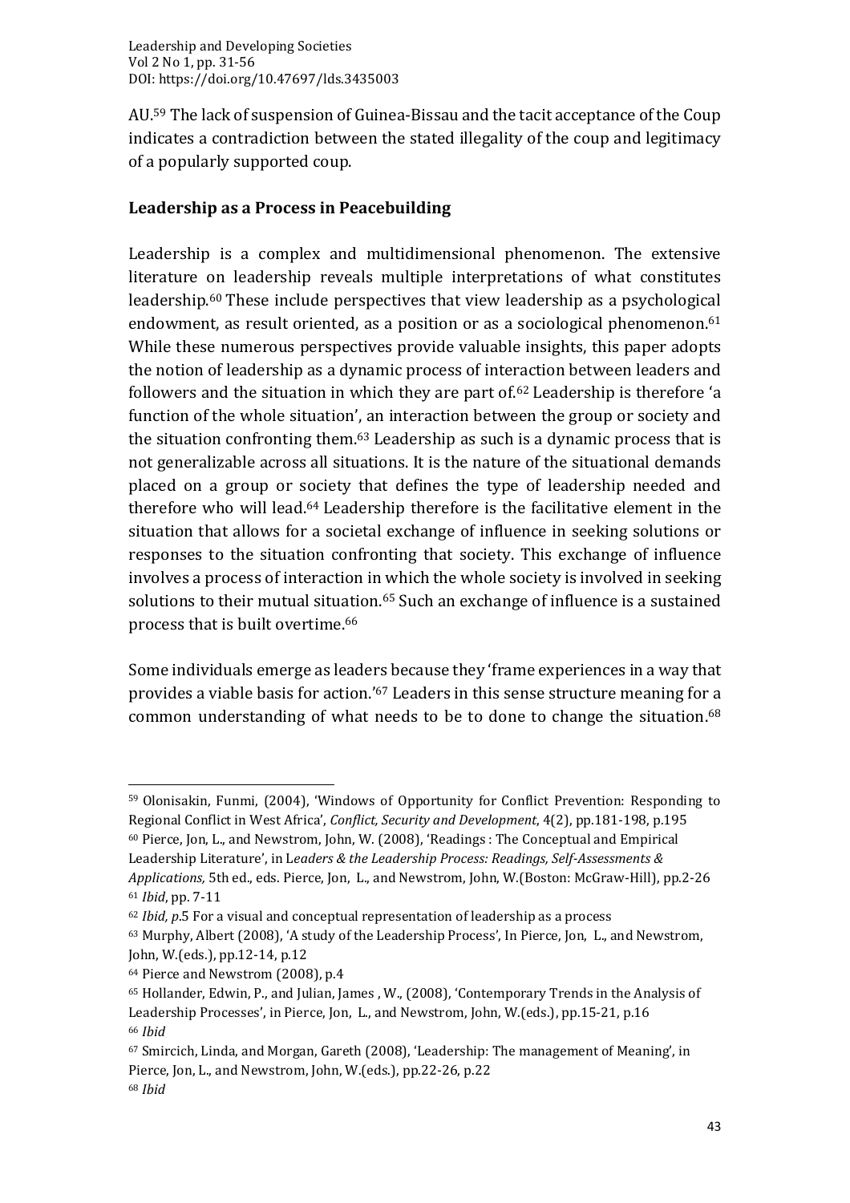AU.[59] The lack of suspension of Guinea-Bissau and the tacit acceptance of the Coup indicates a contradiction between the stated illegality of the coup and legitimacy of a popularly supported coup.

## Leadership as a Process in Peacebuilding

Leadership is a complex and multidimensional phenomenon. The extensive literature on leadership reveals multiple interpretations of what constitutes leadership.[60] These include perspectives that view leadership as a psychological endowment, as result oriented, as a position or as a sociological phenomenon.[61] While these numerous perspectives provide valuable insights, this paper adopts the notion of leadership as a dynamic process of interaction between leaders and followers and the situation in which they are part of.[62] Leadership is therefore 'a function of the whole situation', an interaction between the group or society and the situation confronting them.[63] Leadership as such is a dynamic process that is not generalizable across all situations. It is the nature of the situational demands placed on a group or society that defines the type of leadership needed and therefore who will lead.[64] Leadership therefore is the facilitative element in the situation that allows for a societal exchange of influence in seeking solutions or responses to the situation confronting that society. This exchange of influence involves a process of interaction in which the whole society is involved in seeking solutions to their mutual situation.[65] Such an exchange of influence is a sustained process that is built overtime.[66]

Some individuals emerge as leaders because they 'frame experiences in a way that provides a viable basis for action.'[67] Leaders in this sense structure meaning for a common understanding of what needs to be to done to change the situation.[68]

---

[59] Olonisakin, Funmi, (2004), 'Windows of Opportunity for Conflict Prevention: Responding to Regional Conflict in West Africa', *Conflict, Security and Development*, 4(2), pp.181-198, p.195

[60] Pierce, Jon, L., and Newstrom, John, W. (2008), 'Readings : The Conceptual and Empirical Leadership Literature', in L*eaders & the Leadership Process: Readings, Self-Assessments & Applications,* 5th ed., eds. Pierce, Jon, L., and Newstrom, John, W.(Boston: McGraw-Hill), pp.2-26

[61] *Ibid*, pp. 7-11

[62] *Ibid, p*.5 For a visual and conceptual representation of leadership as a process

[63] Murphy, Albert (2008), 'A study of the Leadership Process', In Pierce, Jon, L., and Newstrom, John, W.(eds.), pp.12-14, p.12

[64] Pierce and Newstrom (2008), p.4

[65] Hollander, Edwin, P., and Julian, James , W., (2008), 'Contemporary Trends in the Analysis of Leadership Processes', in Pierce, Jon, L., and Newstrom, John, W.(eds.), pp.15-21, p.16

[66] *Ibid*

[67] Smircich, Linda, and Morgan, Gareth (2008), 'Leadership: The management of Meaning', in Pierce, Jon, L., and Newstrom, John, W.(eds.), pp.22-26, p.22

[68] *Ibid*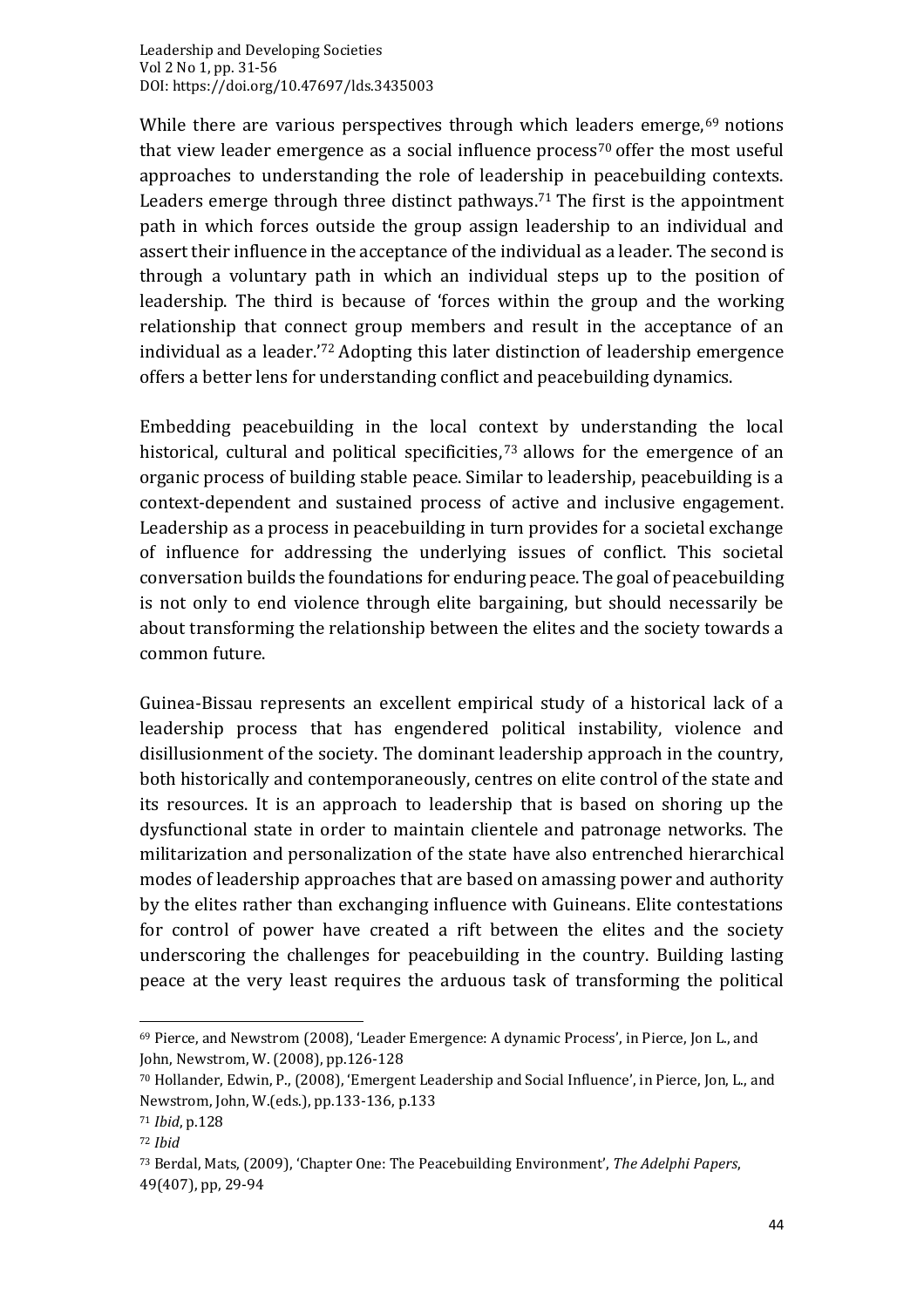While there are various perspectives through which leaders emerge,[69] notions that view leader emergence as a social influence process[70] offer the most useful approaches to understanding the role of leadership in peacebuilding contexts. Leaders emerge through three distinct pathways.[71] The first is the appointment path in which forces outside the group assign leadership to an individual and assert their influence in the acceptance of the individual as a leader. The second is through a voluntary path in which an individual steps up to the position of leadership. The third is because of 'forces within the group and the working relationship that connect group members and result in the acceptance of an individual as a leader.'[72] Adopting this later distinction of leadership emergence offers a better lens for understanding conflict and peacebuilding dynamics.

Embedding peacebuilding in the local context by understanding the local historical, cultural and political specificities,[73] allows for the emergence of an organic process of building stable peace. Similar to leadership, peacebuilding is a context-dependent and sustained process of active and inclusive engagement. Leadership as a process in peacebuilding in turn provides for a societal exchange of influence for addressing the underlying issues of conflict. This societal conversation builds the foundations for enduring peace. The goal of peacebuilding is not only to end violence through elite bargaining, but should necessarily be about transforming the relationship between the elites and the society towards a common future.

Guinea-Bissau represents an excellent empirical study of a historical lack of a leadership process that has engendered political instability, violence and disillusionment of the society. The dominant leadership approach in the country, both historically and contemporaneously, centres on elite control of the state and its resources. It is an approach to leadership that is based on shoring up the dysfunctional state in order to maintain clientele and patronage networks. The militarization and personalization of the state have also entrenched hierarchical modes of leadership approaches that are based on amassing power and authority by the elites rather than exchanging influence with Guineans. Elite contestations for control of power have created a rift between the elites and the society underscoring the challenges for peacebuilding in the country. Building lasting peace at the very least requires the arduous task of transforming the political

---

[69] Pierce, and Newstrom (2008), 'Leader Emergence: A dynamic Process', in Pierce, Jon L., and John, Newstrom, W. (2008), pp.126-128

[70] Hollander, Edwin, P., (2008), 'Emergent Leadership and Social Influence', in Pierce, Jon, L., and Newstrom, John, W.(eds.), pp.133-136, p.133

[71] *Ibid*, p.128

[72] *Ibid*

[73] Berdal, Mats, (2009), 'Chapter One: The Peacebuilding Environment', *The Adelphi Papers*, 49(407), pp, 29-94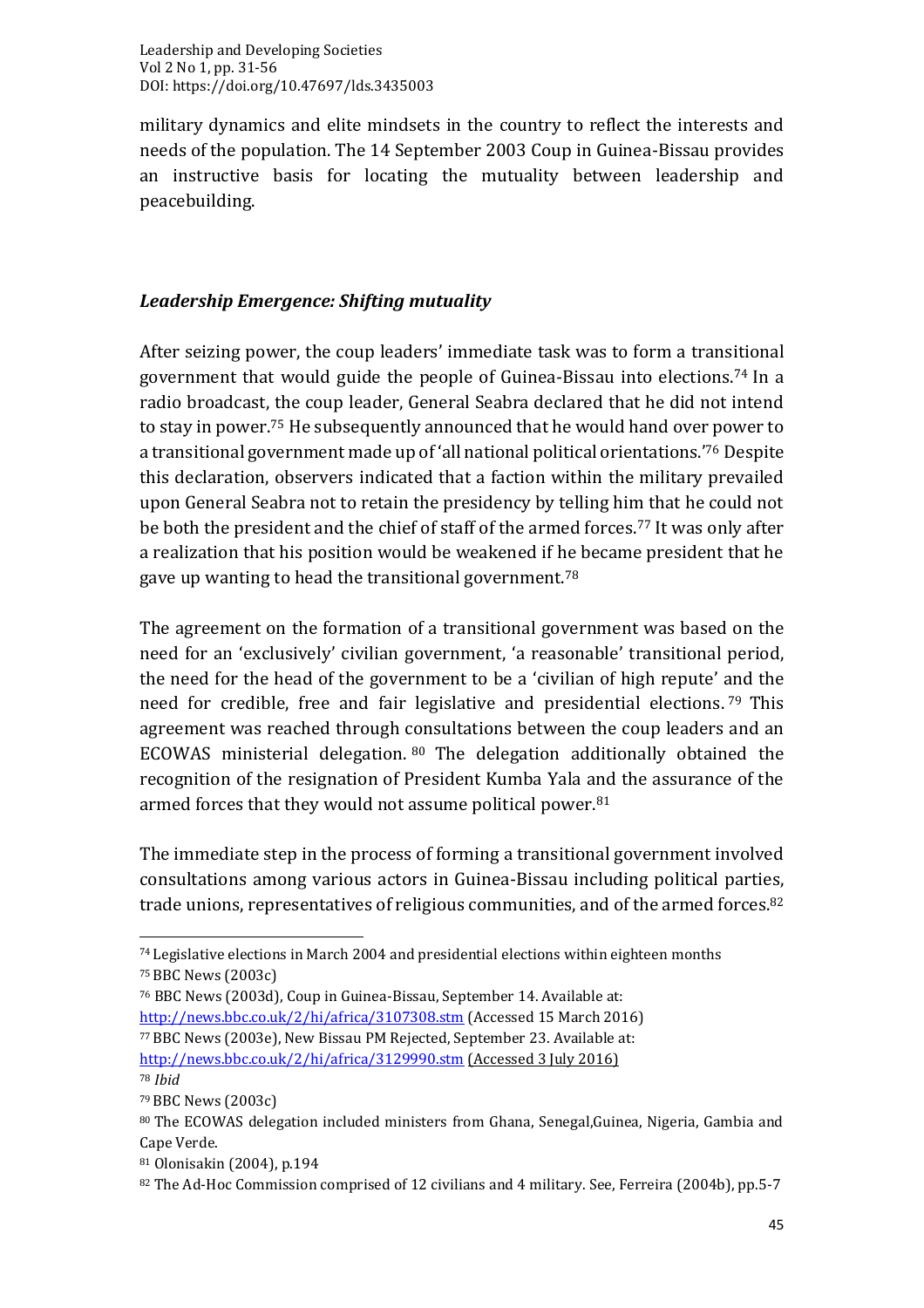military dynamics and elite mindsets in the country to reflect the interests and needs of the population. The 14 September 2003 Coup in Guinea-Bissau provides an instructive basis for locating the mutuality between leadership and peacebuilding.

### *Leadership Emergence: Shifting mutuality*

After seizing power, the coup leaders' immediate task was to form a transitional government that would guide the people of Guinea-Bissau into elections.[74] In a radio broadcast, the coup leader, General Seabra declared that he did not intend to stay in power.[75] He subsequently announced that he would hand over power to a transitional government made up of 'all national political orientations.'[76] Despite this declaration, observers indicated that a faction within the military prevailed upon General Seabra not to retain the presidency by telling him that he could not be both the president and the chief of staff of the armed forces.[77] It was only after a realization that his position would be weakened if he became president that he gave up wanting to head the transitional government.[78]

The agreement on the formation of a transitional government was based on the need for an 'exclusively' civilian government, 'a reasonable' transitional period, the need for the head of the government to be a 'civilian of high repute' and the need for credible, free and fair legislative and presidential elections.[79] This agreement was reached through consultations between the coup leaders and an ECOWAS ministerial delegation.[80] The delegation additionally obtained the recognition of the resignation of President Kumba Yala and the assurance of the armed forces that they would not assume political power.[81]

The immediate step in the process of forming a transitional government involved consultations among various actors in Guinea-Bissau including political parties, trade unions, representatives of religious communities, and of the armed forces.[82]

---

[74] Legislative elections in March 2004 and presidential elections within eighteen months

[75] BBC News (2003c)

[76] BBC News (2003d), Coup in Guinea-Bissau, September 14. Available at: http://news.bbc.co.uk/2/hi/africa/3107308.stm (Accessed 15 March 2016)

[77] BBC News (2003e), New Bissau PM Rejected, September 23. Available at: http://news.bbc.co.uk/2/hi/africa/3129990.stm (Accessed 3 July 2016)

[78] *Ibid*

[79] BBC News (2003c)

[80] The ECOWAS delegation included ministers from Ghana, Senegal,Guinea, Nigeria, Gambia and Cape Verde.

[81] Olonisakin (2004), p.194

[82] The Ad-Hoc Commission comprised of 12 civilians and 4 military. See, Ferreira (2004b), pp.5-7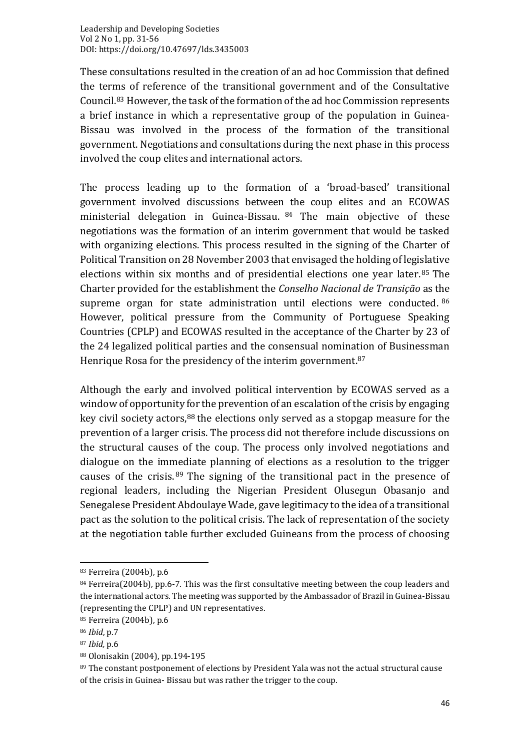These consultations resulted in the creation of an ad hoc Commission that defined the terms of reference of the transitional government and of the Consultative Council.[83] However, the task of the formation of the ad hoc Commission represents a brief instance in which a representative group of the population in Guinea-Bissau was involved in the process of the formation of the transitional government. Negotiations and consultations during the next phase in this process involved the coup elites and international actors.

The process leading up to the formation of a 'broad-based' transitional government involved discussions between the coup elites and an ECOWAS ministerial delegation in Guinea-Bissau.[84] The main objective of these negotiations was the formation of an interim government that would be tasked with organizing elections. This process resulted in the signing of the Charter of Political Transition on 28 November 2003 that envisaged the holding of legislative elections within six months and of presidential elections one year later.[85] The Charter provided for the establishment the *Conselho Nacional de Transição* as the supreme organ for state administration until elections were conducted.[86] However, political pressure from the Community of Portuguese Speaking Countries (CPLP) and ECOWAS resulted in the acceptance of the Charter by 23 of the 24 legalized political parties and the consensual nomination of Businessman Henrique Rosa for the presidency of the interim government.[87]

Although the early and involved political intervention by ECOWAS served as a window of opportunity for the prevention of an escalation of the crisis by engaging key civil society actors,[88] the elections only served as a stopgap measure for the prevention of a larger crisis. The process did not therefore include discussions on the structural causes of the coup. The process only involved negotiations and dialogue on the immediate planning of elections as a resolution to the trigger causes of the crisis.[89] The signing of the transitional pact in the presence of regional leaders, including the Nigerian President Olusegun Obasanjo and Senegalese President Abdoulaye Wade, gave legitimacy to the idea of a transitional pact as the solution to the political crisis. The lack of representation of the society at the negotiation table further excluded Guineans from the process of choosing

---

[83] Ferreira (2004b), p.6

[84] Ferreira(2004b), pp.6-7. This was the first consultative meeting between the coup leaders and the international actors. The meeting was supported by the Ambassador of Brazil in Guinea-Bissau (representing the CPLP) and UN representatives.

[85] Ferreira (2004b), p.6

[86] *Ibid*, p.7

[87] *Ibid,* p.6

[88] Olonisakin (2004), pp.194-195

[89] The constant postponement of elections by President Yala was not the actual structural cause of the crisis in Guinea- Bissau but was rather the trigger to the coup.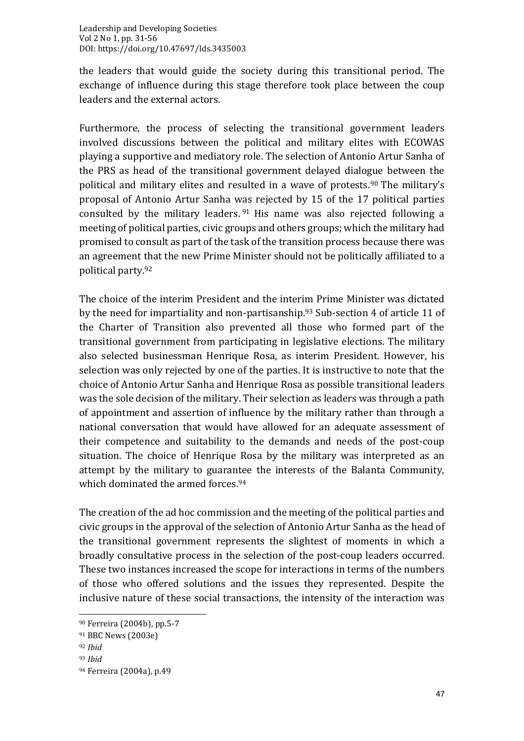the leaders that would guide the society during this transitional period. The exchange of influence during this stage therefore took place between the coup leaders and the external actors.

Furthermore, the process of selecting the transitional government leaders involved discussions between the political and military elites with ECOWAS playing a supportive and mediatory role. The selection of Antonio Artur Sanha of the PRS as head of the transitional government delayed dialogue between the political and military elites and resulted in a wave of protests.[90] The military's proposal of Antonio Artur Sanha was rejected by 15 of the 17 political parties consulted by the military leaders.[91] His name was also rejected following a meeting of political parties, civic groups and others groups; which the military had promised to consult as part of the task of the transition process because there was an agreement that the new Prime Minister should not be politically affiliated to a political party.[92]

The choice of the interim President and the interim Prime Minister was dictated by the need for impartiality and non-partisanship.[93] Sub-section 4 of article 11 of the Charter of Transition also prevented all those who formed part of the transitional government from participating in legislative elections. The military also selected businessman Henrique Rosa, as interim President. However, his selection was only rejected by one of the parties. It is instructive to note that the choice of Antonio Artur Sanha and Henrique Rosa as possible transitional leaders was the sole decision of the military. Their selection as leaders was through a path of appointment and assertion of influence by the military rather than through a national conversation that would have allowed for an adequate assessment of their competence and suitability to the demands and needs of the post-coup situation. The choice of Henrique Rosa by the military was interpreted as an attempt by the military to guarantee the interests of the Balanta Community, which dominated the armed forces.[94]

The creation of the ad hoc commission and the meeting of the political parties and civic groups in the approval of the selection of Antonio Artur Sanha as the head of the transitional government represents the slightest of moments in which a broadly consultative process in the selection of the post-coup leaders occurred. These two instances increased the scope for interactions in terms of the numbers of those who offered solutions and the issues they represented. Despite the inclusive nature of these social transactions, the intensity of the interaction was

---

[90] Ferreira (2004b), pp.5-7

[91] BBC News (2003e)

[92] *Ibid*

[93] *Ibid*

[94] Ferreira (2004a), p.49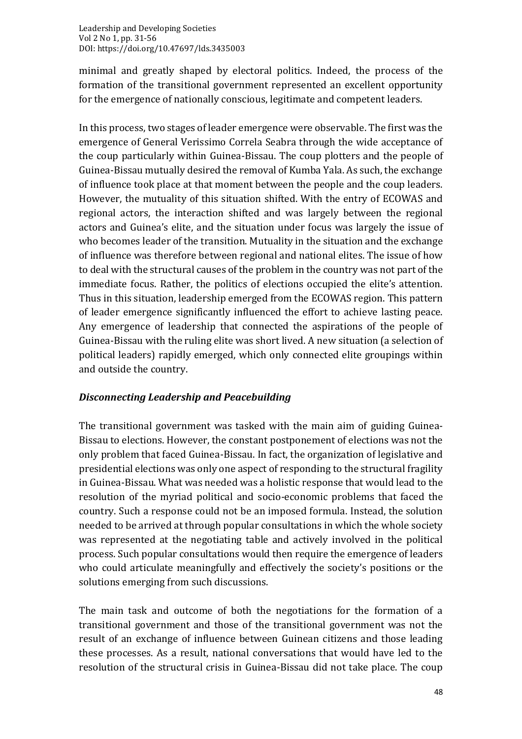minimal and greatly shaped by electoral politics. Indeed, the process of the formation of the transitional government represented an excellent opportunity for the emergence of nationally conscious, legitimate and competent leaders.

In this process, two stages of leader emergence were observable. The first was the emergence of General Verissimo Correla Seabra through the wide acceptance of the coup particularly within Guinea-Bissau. The coup plotters and the people of Guinea-Bissau mutually desired the removal of Kumba Yala. As such, the exchange of influence took place at that moment between the people and the coup leaders. However, the mutuality of this situation shifted. With the entry of ECOWAS and regional actors, the interaction shifted and was largely between the regional actors and Guinea's elite, and the situation under focus was largely the issue of who becomes leader of the transition. Mutuality in the situation and the exchange of influence was therefore between regional and national elites. The issue of how to deal with the structural causes of the problem in the country was not part of the immediate focus. Rather, the politics of elections occupied the elite's attention. Thus in this situation, leadership emerged from the ECOWAS region. This pattern of leader emergence significantly influenced the effort to achieve lasting peace. Any emergence of leadership that connected the aspirations of the people of Guinea-Bissau with the ruling elite was short lived. A new situation (a selection of political leaders) rapidly emerged, which only connected elite groupings within and outside the country.

### *Disconnecting Leadership and Peacebuilding*

The transitional government was tasked with the main aim of guiding Guinea-Bissau to elections. However, the constant postponement of elections was not the only problem that faced Guinea-Bissau. In fact, the organization of legislative and presidential elections was only one aspect of responding to the structural fragility in Guinea-Bissau. What was needed was a holistic response that would lead to the resolution of the myriad political and socio-economic problems that faced the country. Such a response could not be an imposed formula. Instead, the solution needed to be arrived at through popular consultations in which the whole society was represented at the negotiating table and actively involved in the political process. Such popular consultations would then require the emergence of leaders who could articulate meaningfully and effectively the society's positions or the solutions emerging from such discussions.

The main task and outcome of both the negotiations for the formation of a transitional government and those of the transitional government was not the result of an exchange of influence between Guinean citizens and those leading these processes. As a result, national conversations that would have led to the resolution of the structural crisis in Guinea-Bissau did not take place. The coup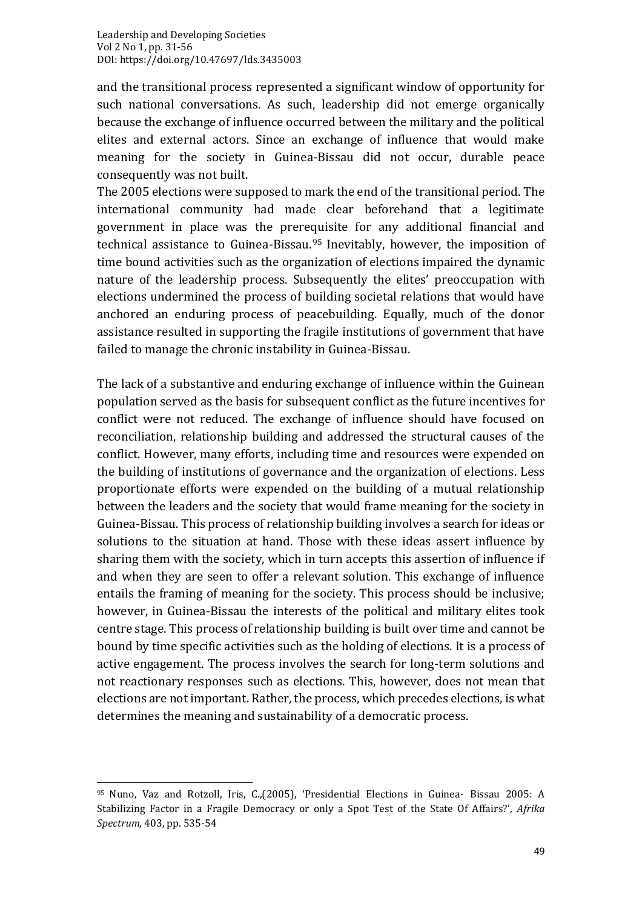and the transitional process represented a significant window of opportunity for such national conversations. As such, leadership did not emerge organically because the exchange of influence occurred between the military and the political elites and external actors. Since an exchange of influence that would make meaning for the society in Guinea-Bissau did not occur, durable peace consequently was not built.

The 2005 elections were supposed to mark the end of the transitional period. The international community had made clear beforehand that a legitimate government in place was the prerequisite for any additional financial and technical assistance to Guinea-Bissau.[95] Inevitably, however, the imposition of time bound activities such as the organization of elections impaired the dynamic nature of the leadership process. Subsequently the elites' preoccupation with elections undermined the process of building societal relations that would have anchored an enduring process of peacebuilding. Equally, much of the donor assistance resulted in supporting the fragile institutions of government that have failed to manage the chronic instability in Guinea-Bissau.

The lack of a substantive and enduring exchange of influence within the Guinean population served as the basis for subsequent conflict as the future incentives for conflict were not reduced. The exchange of influence should have focused on reconciliation, relationship building and addressed the structural causes of the conflict. However, many efforts, including time and resources were expended on the building of institutions of governance and the organization of elections. Less proportionate efforts were expended on the building of a mutual relationship between the leaders and the society that would frame meaning for the society in Guinea-Bissau. This process of relationship building involves a search for ideas or solutions to the situation at hand. Those with these ideas assert influence by sharing them with the society, which in turn accepts this assertion of influence if and when they are seen to offer a relevant solution. This exchange of influence entails the framing of meaning for the society. This process should be inclusive; however, in Guinea-Bissau the interests of the political and military elites took centre stage. This process of relationship building is built over time and cannot be bound by time specific activities such as the holding of elections. It is a process of active engagement. The process involves the search for long-term solutions and not reactionary responses such as elections. This, however, does not mean that elections are not important. Rather, the process, which precedes elections, is what determines the meaning and sustainability of a democratic process.

[95] Nuno, Vaz and Rotzoll, Iris, C.,(2005), 'Presidential Elections in Guinea- Bissau 2005: A Stabilizing Factor in a Fragile Democracy or only a Spot Test of the State Of Affairs?', *Afrika Spectrum,* 403, pp. 535-54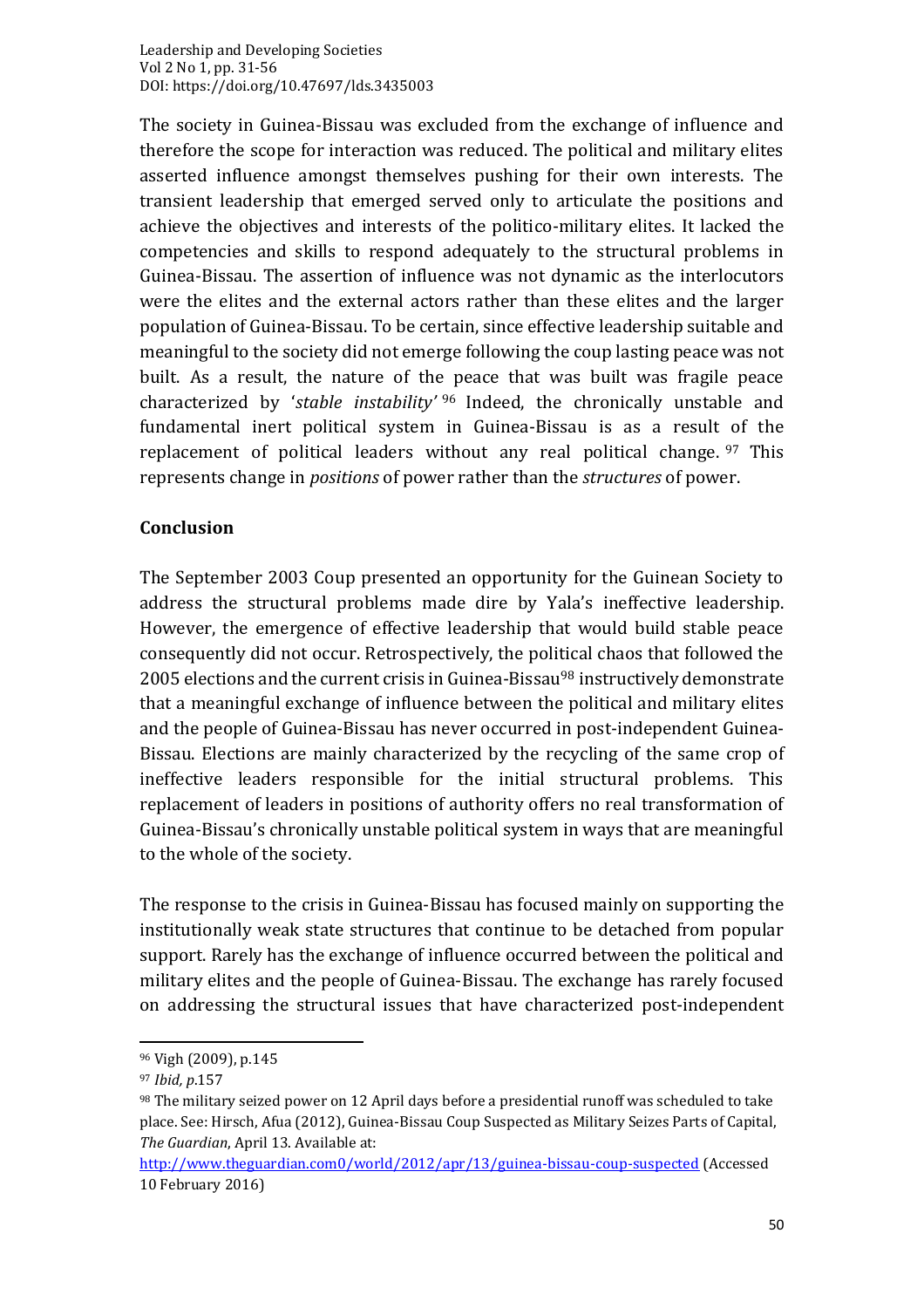The society in Guinea-Bissau was excluded from the exchange of influence and therefore the scope for interaction was reduced. The political and military elites asserted influence amongst themselves pushing for their own interests. The transient leadership that emerged served only to articulate the positions and achieve the objectives and interests of the politico-military elites. It lacked the competencies and skills to respond adequately to the structural problems in Guinea-Bissau. The assertion of influence was not dynamic as the interlocutors were the elites and the external actors rather than these elites and the larger population of Guinea-Bissau. To be certain, since effective leadership suitable and meaningful to the society did not emerge following the coup lasting peace was not built. As a result, the nature of the peace that was built was fragile peace characterized by '*stable instability'* [96] Indeed, the chronically unstable and fundamental inert political system in Guinea-Bissau is as a result of the replacement of political leaders without any real political change. [97] This represents change in *positions* of power rather than the *structures* of power.

## Conclusion

The September 2003 Coup presented an opportunity for the Guinean Society to address the structural problems made dire by Yala's ineffective leadership. However, the emergence of effective leadership that would build stable peace consequently did not occur. Retrospectively, the political chaos that followed the 2005 elections and the current crisis in Guinea-Bissau[98] instructively demonstrate that a meaningful exchange of influence between the political and military elites and the people of Guinea-Bissau has never occurred in post-independent Guinea-Bissau. Elections are mainly characterized by the recycling of the same crop of ineffective leaders responsible for the initial structural problems. This replacement of leaders in positions of authority offers no real transformation of Guinea-Bissau's chronically unstable political system in ways that are meaningful to the whole of the society.

The response to the crisis in Guinea-Bissau has focused mainly on supporting the institutionally weak state structures that continue to be detached from popular support. Rarely has the exchange of influence occurred between the political and military elites and the people of Guinea-Bissau. The exchange has rarely focused on addressing the structural issues that have characterized post-independent

---

[96] Vigh (2009), p.145

[97] *Ibid, p.*157

[98] The military seized power on 12 April days before a presidential runoff was scheduled to take place. See: Hirsch, Afua (2012), Guinea-Bissau Coup Suspected as Military Seizes Parts of Capital, *The Guardian*, April 13. Available at: http://www.theguardian.com0/world/2012/apr/13/guinea-bissau-coup-suspected (Accessed 10 February 2016)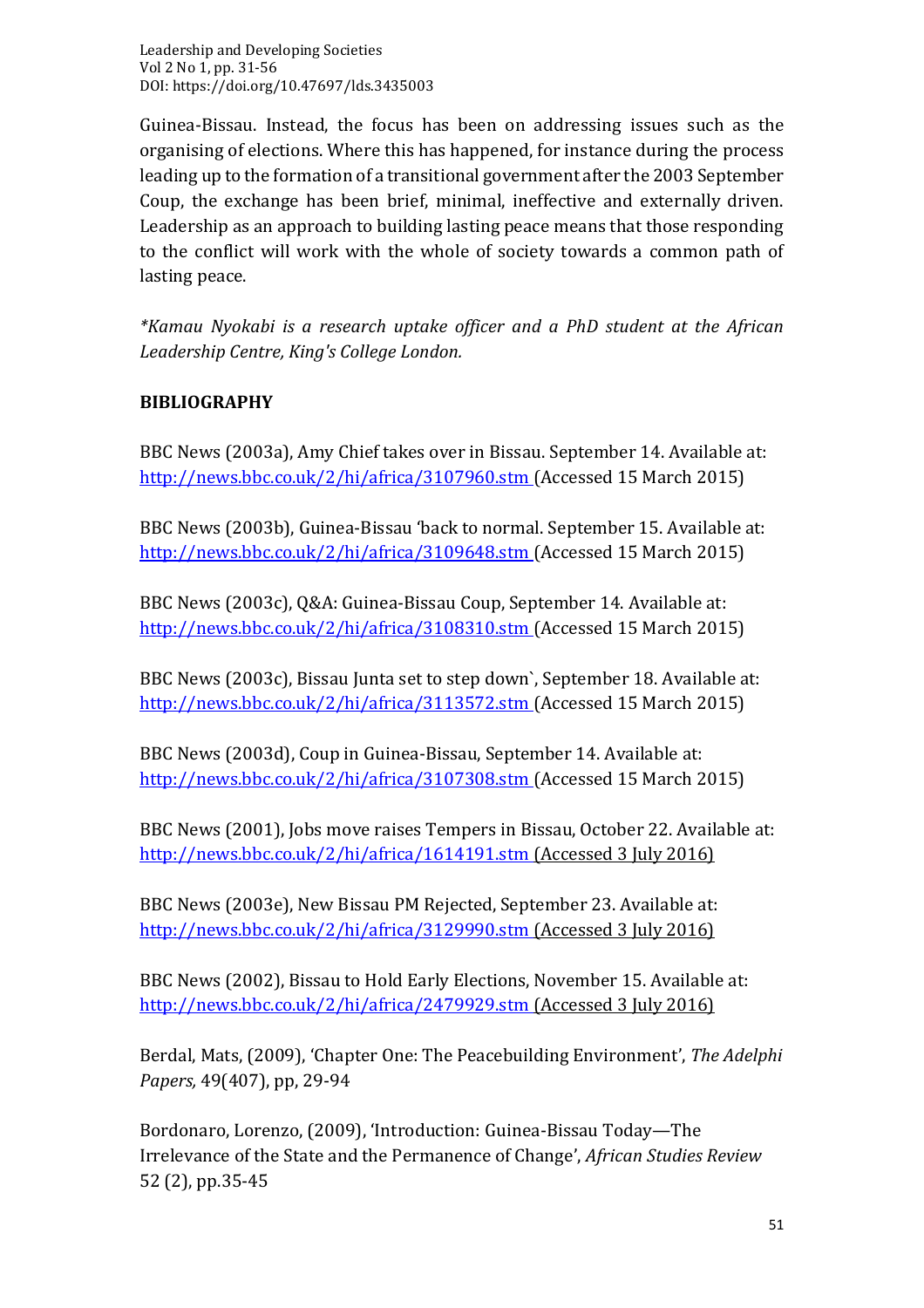Guinea-Bissau. Instead, the focus has been on addressing issues such as the organising of elections. Where this has happened, for instance during the process leading up to the formation of a transitional government after the 2003 September Coup, the exchange has been brief, minimal, ineffective and externally driven. Leadership as an approach to building lasting peace means that those responding to the conflict will work with the whole of society towards a common path of lasting peace.

*\*Kamau Nyokabi is a research uptake officer and a PhD student at the African Leadership Centre, King's College London.*

**BIBLIOGRAPHY**

BBC News (2003a), Amy Chief takes over in Bissau. September 14. Available at: http://news.bbc.co.uk/2/hi/africa/3107960.stm (Accessed 15 March 2015)

BBC News (2003b), Guinea-Bissau 'back to normal. September 15. Available at: http://news.bbc.co.uk/2/hi/africa/3109648.stm (Accessed 15 March 2015)

BBC News (2003c), Q&A: Guinea-Bissau Coup, September 14. Available at: http://news.bbc.co.uk/2/hi/africa/3108310.stm (Accessed 15 March 2015)

BBC News (2003c), Bissau Junta set to step down`, September 18. Available at: http://news.bbc.co.uk/2/hi/africa/3113572.stm (Accessed 15 March 2015)

BBC News (2003d), Coup in Guinea-Bissau, September 14. Available at: http://news.bbc.co.uk/2/hi/africa/3107308.stm (Accessed 15 March 2015)

BBC News (2001), Jobs move raises Tempers in Bissau, October 22. Available at: http://news.bbc.co.uk/2/hi/africa/1614191.stm (Accessed 3 July 2016)

BBC News (2003e), New Bissau PM Rejected, September 23. Available at: http://news.bbc.co.uk/2/hi/africa/3129990.stm (Accessed 3 July 2016)

BBC News (2002), Bissau to Hold Early Elections, November 15. Available at: http://news.bbc.co.uk/2/hi/africa/2479929.stm (Accessed 3 July 2016)

Berdal, Mats, (2009), 'Chapter One: The Peacebuilding Environment', *The Adelphi Papers,* 49(407), pp, 29-94

Bordonaro, Lorenzo, (2009), 'Introduction: Guinea-Bissau Today—The Irrelevance of the State and the Permanence of Change', *African Studies Review* 52 (2), pp.35-45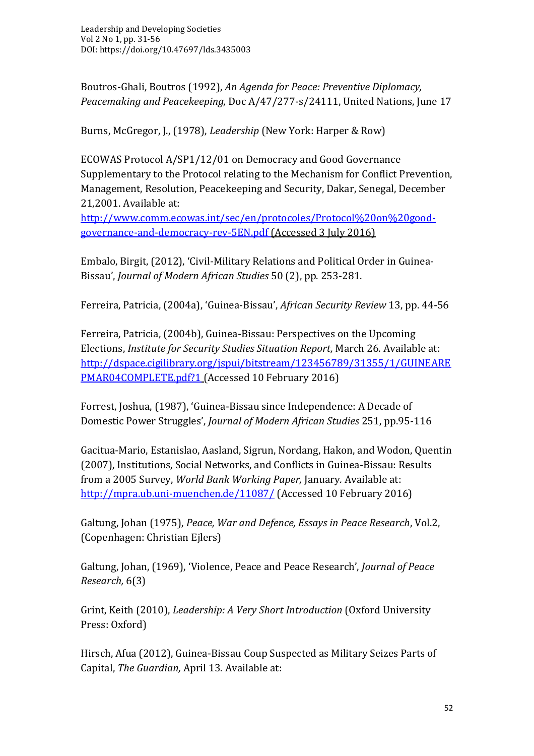Boutros-Ghali, Boutros (1992), *An Agenda for Peace: Preventive Diplomacy, Peacemaking and Peacekeeping,* Doc A/47/277-s/24111, United Nations, June 17

Burns, McGregor, J., (1978), *Leadership* (New York: Harper & Row)

ECOWAS Protocol A/SP1/12/01 on Democracy and Good Governance Supplementary to the Protocol relating to the Mechanism for Conflict Prevention, Management, Resolution, Peacekeeping and Security, Dakar, Senegal, December 21,2001. Available at: http://www.comm.ecowas.int/sec/en/protocoles/Protocol%20on%20good-governance-and-democracy-rev-5EN.pdf (Accessed 3 July 2016)

Embalo, Birgit, (2012), 'Civil-Military Relations and Political Order in Guinea-Bissau', *Journal of Modern African Studies* 50 (2), pp. 253-281.

Ferreira, Patricia, (2004a), 'Guinea-Bissau', *African Security Review* 13, pp. 44-56

Ferreira, Patricia, (2004b), Guinea-Bissau: Perspectives on the Upcoming Elections, *Institute for Security Studies Situation Report,* March 26. Available at: http://dspace.cigilibrary.org/jspui/bitstream/123456789/31355/1/GUINEAREPMAR04COMPLETE.pdf?1 (Accessed 10 February 2016)

Forrest, Joshua, (1987), 'Guinea-Bissau since Independence: A Decade of Domestic Power Struggles', *Journal of Modern African Studies* 251, pp.95-116

Gacitua-Mario, Estanislao, Aasland, Sigrun, Nordang, Hakon, and Wodon, Quentin (2007), Institutions, Social Networks, and Conflicts in Guinea-Bissau: Results from a 2005 Survey, *World Bank Working Paper,* January. Available at: http://mpra.ub.uni-muenchen.de/11087/ (Accessed 10 February 2016)

Galtung, Johan (1975), *Peace, War and Defence, Essays in Peace Research*, Vol.2, (Copenhagen: Christian Ejlers)

Galtung, Johan, (1969), 'Violence, Peace and Peace Research', *Journal of Peace Research,* 6(3)

Grint, Keith (2010), *Leadership: A Very Short Introduction* (Oxford University Press: Oxford)

Hirsch, Afua (2012), Guinea-Bissau Coup Suspected as Military Seizes Parts of Capital, *The Guardian,* April 13. Available at: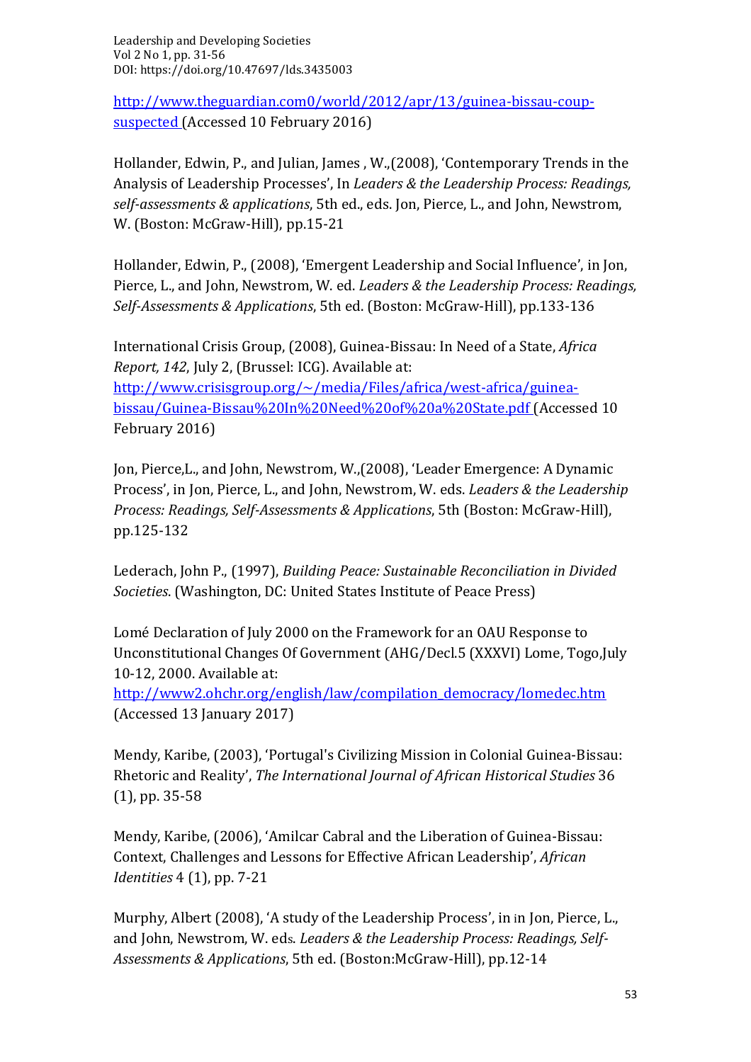http://www.theguardian.com0/world/2012/apr/13/guinea-bissau-coup-suspected (Accessed 10 February 2016)

Hollander, Edwin, P., and Julian, James , W.,(2008), 'Contemporary Trends in the Analysis of Leadership Processes', In *Leaders & the Leadership Process: Readings, self-assessments & applications*, 5th ed., eds. Jon, Pierce, L., and John, Newstrom, W. (Boston: McGraw-Hill), pp.15-21

Hollander, Edwin, P., (2008), 'Emergent Leadership and Social Influence', in Jon, Pierce, L., and John, Newstrom, W. ed. *Leaders & the Leadership Process: Readings, Self-Assessments & Applications*, 5th ed. (Boston: McGraw-Hill), pp.133-136

International Crisis Group, (2008), Guinea-Bissau: In Need of a State, *Africa Report, 142*, July 2, (Brussel: ICG). Available at: http://www.crisisgroup.org/~/media/Files/africa/west-africa/guinea-bissau/Guinea-Bissau%20In%20Need%20of%20a%20State.pdf (Accessed 10 February 2016)

Jon, Pierce,L., and John, Newstrom, W.,(2008), 'Leader Emergence: A Dynamic Process', in Jon, Pierce, L., and John, Newstrom, W. eds. *Leaders & the Leadership Process: Readings, Self-Assessments & Applications*, 5th (Boston: McGraw-Hill), pp.125-132

Lederach, John P., (1997), *Building Peace: Sustainable Reconciliation in Divided Societies*. (Washington, DC: United States Institute of Peace Press)

Lomé Declaration of July 2000 on the Framework for an OAU Response to Unconstitutional Changes Of Government (AHG/Decl.5 (XXXVI) Lome, Togo,July 10-12, 2000. Available at: http://www2.ohchr.org/english/law/compilation_democracy/lomedec.htm (Accessed 13 January 2017)

Mendy, Karibe, (2003), 'Portugal's Civilizing Mission in Colonial Guinea-Bissau: Rhetoric and Reality', *The International Journal of African Historical Studies* 36 (1), pp. 35-58

Mendy, Karibe, (2006), 'Amilcar Cabral and the Liberation of Guinea-Bissau: Context, Challenges and Lessons for Effective African Leadership', *African Identities* 4 (1), pp. 7-21

Murphy, Albert (2008), 'A study of the Leadership Process', in in Jon, Pierce, L., and John, Newstrom, W. eds. *Leaders & the Leadership Process: Readings, Self-Assessments & Applications*, 5th ed. (Boston:McGraw-Hill), pp.12-14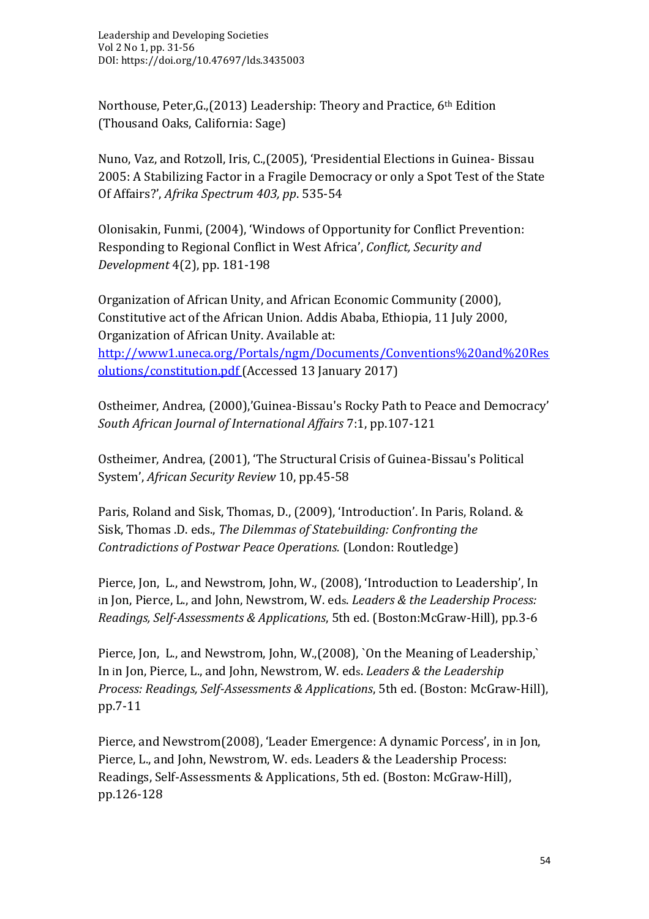Northouse, Peter,G.,(2013) Leadership: Theory and Practice, 6th Edition (Thousand Oaks, California: Sage)

Nuno, Vaz, and Rotzoll, Iris, C.,(2005), 'Presidential Elections in Guinea- Bissau 2005: A Stabilizing Factor in a Fragile Democracy or only a Spot Test of the State Of Affairs?', *Afrika Spectrum 403, pp*. 535-54

Olonisakin, Funmi, (2004), 'Windows of Opportunity for Conflict Prevention: Responding to Regional Conflict in West Africa', *Conflict, Security and Development* 4(2), pp. 181-198

Organization of African Unity, and African Economic Community (2000), Constitutive act of the African Union. Addis Ababa, Ethiopia, 11 July 2000, Organization of African Unity. Available at: [http://www1.uneca.org/Portals/ngm/Documents/Conventions%20and%20Resolutions/constitution.pdf](http://www1.uneca.org/Portals/ngm/Documents/Conventions%20and%20Resolutions/constitution.pdf) (Accessed 13 January 2017)

Ostheimer, Andrea, (2000),'Guinea-Bissau's Rocky Path to Peace and Democracy' *South African Journal of International Affairs* 7:1, pp.107-121

Ostheimer, Andrea, (2001), 'The Structural Crisis of Guinea-Bissau's Political System', *African Security Review* 10, pp.45-58

Paris, Roland and Sisk, Thomas, D., (2009), 'Introduction'. In Paris, Roland. & Sisk, Thomas .D. eds., *The Dilemmas of Statebuilding: Confronting the Contradictions of Postwar Peace Operations.* (London: Routledge)

Pierce, Jon, L., and Newstrom, John, W., (2008), 'Introduction to Leadership', In in Jon, Pierce, L., and John, Newstrom, W. eds. *Leaders & the Leadership Process: Readings, Self-Assessments & Applications*, 5th ed. (Boston:McGraw-Hill), pp.3-6

Pierce, Jon, L., and Newstrom, John, W.,(2008), `On the Meaning of Leadership,` In in Jon, Pierce, L., and John, Newstrom, W. eds. *Leaders & the Leadership Process: Readings, Self-Assessments & Applications*, 5th ed. (Boston: McGraw-Hill), pp.7-11

Pierce, and Newstrom(2008), 'Leader Emergence: A dynamic Porcess', in in Jon, Pierce, L., and John, Newstrom, W. eds. Leaders & the Leadership Process: Readings, Self-Assessments & Applications, 5th ed. (Boston: McGraw-Hill), pp.126-128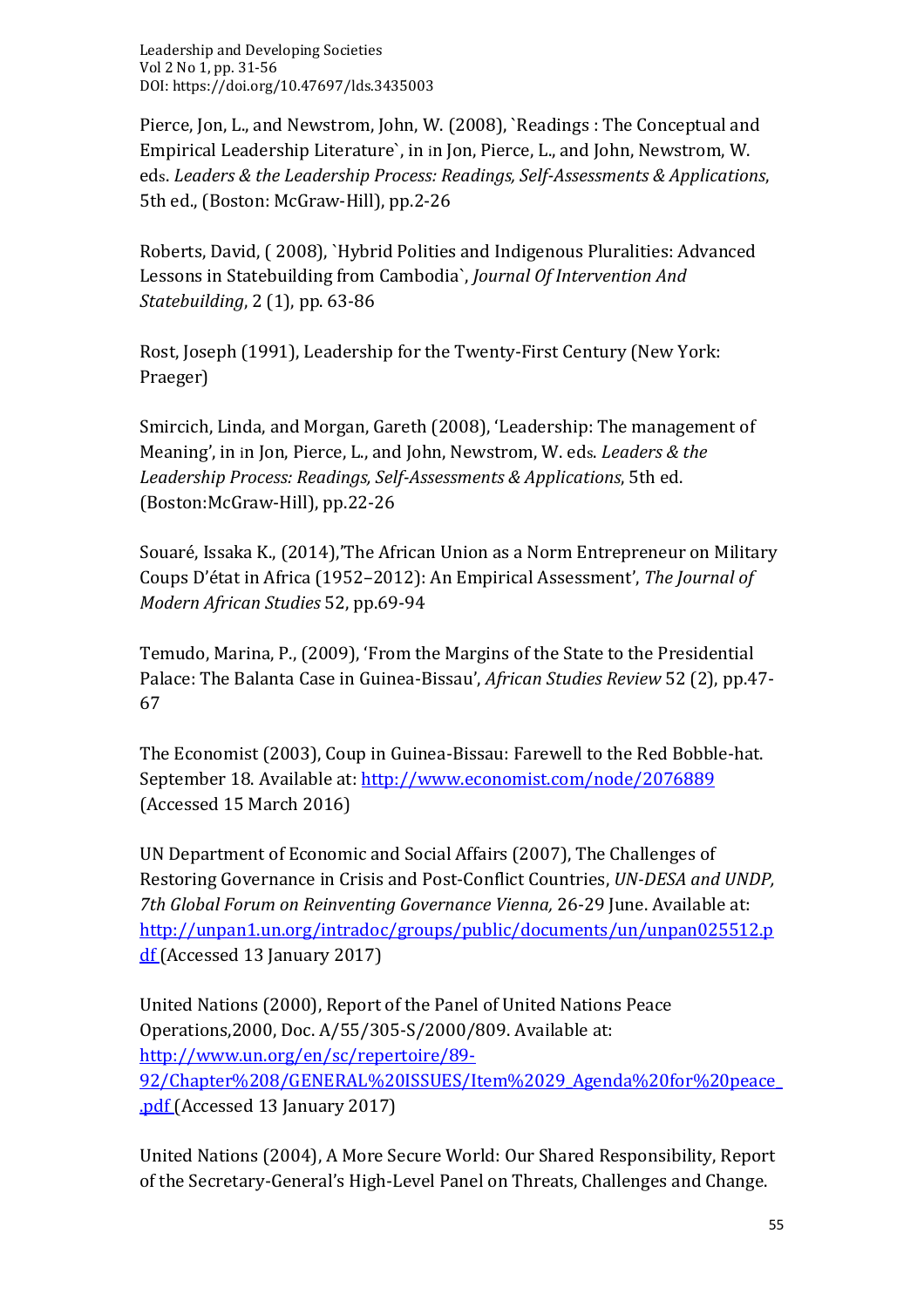Pierce, Jon, L., and Newstrom, John, W. (2008), `Readings : The Conceptual and Empirical Leadership Literature`, in in Jon, Pierce, L., and John, Newstrom, W. eds. *Leaders & the Leadership Process: Readings, Self-Assessments & Applications*, 5th ed., (Boston: McGraw-Hill), pp.2-26

Roberts, David, ( 2008), `Hybrid Polities and Indigenous Pluralities: Advanced Lessons in Statebuilding from Cambodia`, *Journal Of Intervention And Statebuilding*, 2 (1), pp. 63-86

Rost, Joseph (1991), Leadership for the Twenty-First Century (New York: Praeger)

Smircich, Linda, and Morgan, Gareth (2008), 'Leadership: The management of Meaning', in in Jon, Pierce, L., and John, Newstrom, W. eds. *Leaders & the Leadership Process: Readings, Self-Assessments & Applications*, 5th ed. (Boston:McGraw-Hill), pp.22-26

Souaré, Issaka K., (2014),'The African Union as a Norm Entrepreneur on Military Coups D'état in Africa (1952–2012): An Empirical Assessment', *The Journal of Modern African Studies* 52, pp.69-94

Temudo, Marina, P., (2009), 'From the Margins of the State to the Presidential Palace: The Balanta Case in Guinea-Bissau', *African Studies Review* 52 (2), pp.47-67

The Economist (2003), Coup in Guinea-Bissau: Farewell to the Red Bobble-hat. September 18. Available at: http://www.economist.com/node/2076889 (Accessed 15 March 2016)

UN Department of Economic and Social Affairs (2007), The Challenges of Restoring Governance in Crisis and Post-Conflict Countries, *UN-DESA and UNDP, 7th Global Forum on Reinventing Governance Vienna,* 26-29 June. Available at: http://unpan1.un.org/intradoc/groups/public/documents/un/unpan025512.pdf (Accessed 13 January 2017)

United Nations (2000), Report of the Panel of United Nations Peace Operations,2000, Doc. A/55/305-S/2000/809. Available at: http://www.un.org/en/sc/repertoire/89-92/Chapter%208/GENERAL%20ISSUES/Item%2029_Agenda%20for%20peace_.pdf (Accessed 13 January 2017)

United Nations (2004), A More Secure World: Our Shared Responsibility, Report of the Secretary-General's High-Level Panel on Threats, Challenges and Change.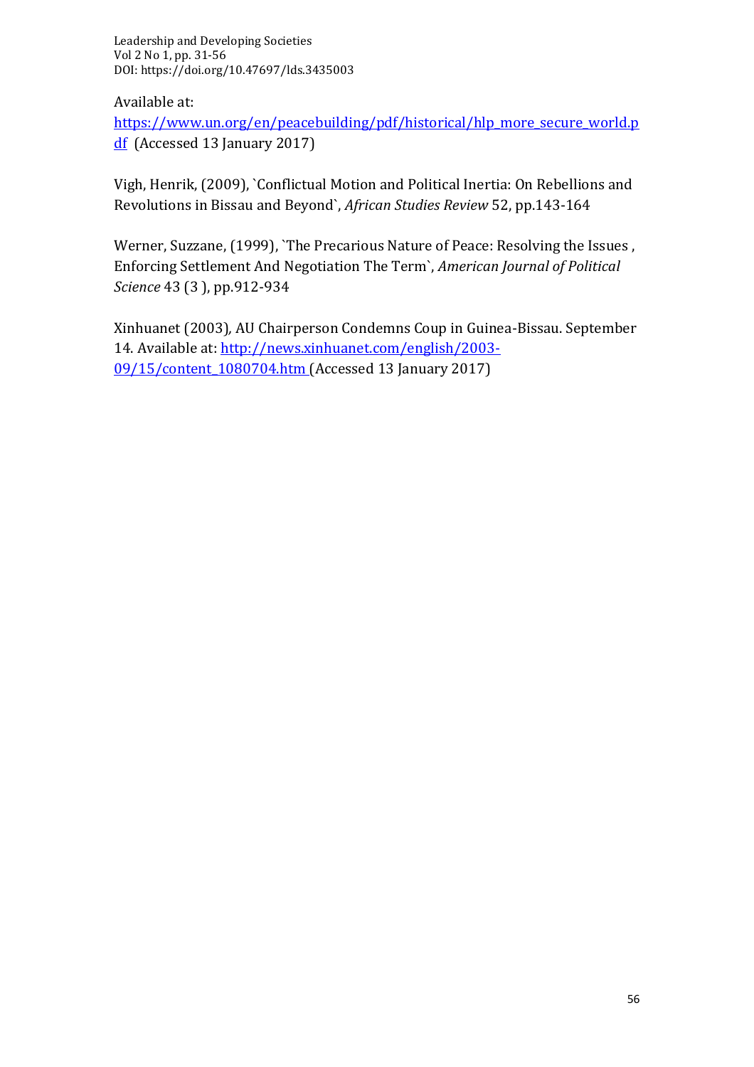Available at:
[https://www.un.org/en/peacebuilding/pdf/historical/hlp_more_secure_world.pdf](https://www.un.org/en/peacebuilding/pdf/historical/hlp_more_secure_world.pdf) (Accessed 13 January 2017)

Vigh, Henrik, (2009), `Conflictual Motion and Political Inertia: On Rebellions and Revolutions in Bissau and Beyond`, *African Studies Review* 52, pp.143-164

Werner, Suzzane, (1999), `The Precarious Nature of Peace: Resolving the Issues , Enforcing Settlement And Negotiation The Term`, *American Journal of Political Science* 43 (3 ), pp.912-934

Xinhuanet (2003), AU Chairperson Condemns Coup in Guinea-Bissau. September 14. Available at: [http://news.xinhuanet.com/english/2003-09/15/content_1080704.htm](http://news.xinhuanet.com/english/2003-09/15/content_1080704.htm) (Accessed 13 January 2017)